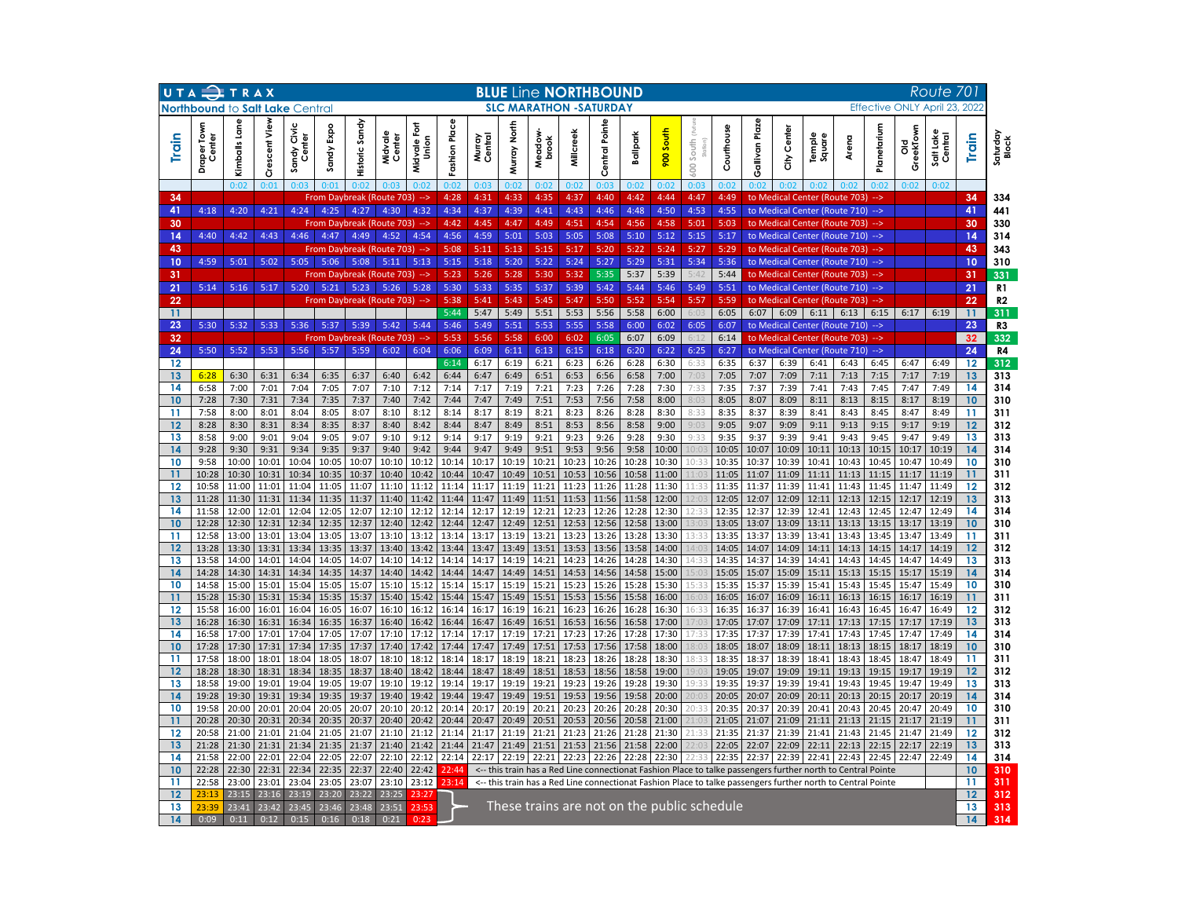# UTA TRAX — BLUE Line NORTHBOUND — Route 701

**Northbound to Salt Lake Central**

**SLC MARATHON - SATURDAY**

*Effective ONLY April 23, 2022*

| Train | Draper Town Center | Kimballs Lane | Crescent View | Sandy Civic Center | Sandy Expo | Historic Sandy | Midvale Center | Midvale Fort Union | Fashion Place | Murray Central | Murray North | Meadowbrook | Millcreek | Central Pointe | Ballpark | 900 South | 600 South (Future Station) | Courthouse | Gallivan Plaza | City Center | Temple Square | Arena | Planetarium | Old GreekTown | Salt Lake Central | Train | Saturday Block |
|---|---|---|---|---|---|---|---|---|---|---|---|---|---|---|---|---|---|---|---|---|---|---|---|---|---|---|---|
| | | 0:02 | 0:01 | 0:03 | 0:01 | 0:02 | 0:03 | 0:02 | 0:02 | 0:03 | 0:02 | 0:02 | 0:02 | 0:03 | 0:02 | 0:02 | 0:03 | 0:02 | 0:02 | 0:02 | 0:02 | 0:02 | 0:02 | 0:02 | 0:02 | | |
| 34 | From Daybreak (Route 703) --> | | | | | | | | 4:28 | 4:31 | 4:33 | 4:35 | 4:37 | 4:40 | 4:42 | 4:44 | 4:47 | 4:49 | to Medical Center (Route 703) --> | | | | | | | 34 | 334 |
| 41 | 4:18 | 4:20 | 4:21 | 4:24 | 4:25 | 4:27 | 4:30 | 4:32 | 4:34 | 4:37 | 4:39 | 4:41 | 4:43 | 4:46 | 4:48 | 4:50 | 4:53 | 4:55 | to Medical Center (Route 710) --> | | | | | | | 41 | 441 |
| 30 | From Daybreak (Route 703) --> | | | | | | | | 4:42 | 4:45 | 4:47 | 4:49 | 4:51 | 4:54 | 4:56 | 4:58 | 5:01 | 5:03 | to Medical Center (Route 703) --> | | | | | | | 30 | 330 |
| 14 | 4:40 | 4:42 | 4:43 | 4:46 | 4:47 | 4:49 | 4:52 | 4:54 | 4:56 | 4:59 | 5:01 | 5:03 | 5:05 | 5:08 | 5:10 | 5:12 | 5:15 | 5:17 | to Medical Center (Route 710) --> | | | | | | | 14 | 314 |
| 43 | From Daybreak (Route 703) --> | | | | | | | | 5:08 | 5:11 | 5:13 | 5:15 | 5:17 | 5:20 | 5:22 | 5:24 | 5:27 | 5:29 | to Medical Center (Route 703) --> | | | | | | | 43 | 343 |
| 10 | 4:59 | 5:01 | 5:02 | 5:05 | 5:06 | 5:08 | 5:11 | 5:13 | 5:15 | 5:18 | 5:20 | 5:22 | 5:24 | 5:27 | 5:29 | 5:31 | 5:34 | 5:36 | to Medical Center (Route 710) --> | | | | | | | 10 | 310 |
| 31 | From Daybreak (Route 703) --> | | | | | | | | 5:23 | 5:26 | 5:28 | 5:30 | 5:32 | 5:35 | 5:37 | 5:39 | 5:42 | 5:44 | to Medical Center (Route 703) --> | | | | | | | 31 | 331 |
| 21 | 5:14 | 5:16 | 5:17 | 5:20 | 5:21 | 5:23 | 5:26 | 5:28 | 5:30 | 5:33 | 5:35 | 5:37 | 5:39 | 5:42 | 5:44 | 5:46 | 5:49 | 5:51 | to Medical Center (Route 710) --> | | | | | | | 21 | R1 |
| 22 | From Daybreak (Route 703) --> | | | | | | | | 5:38 | 5:41 | 5:43 | 5:45 | 5:47 | 5:50 | 5:52 | 5:54 | 5:57 | 5:59 | to Medical Center (Route 703) --> | | | | | | | 22 | R2 |
| 11 | | | | | | | | | 5:44 | 5:47 | 5:49 | 5:51 | 5:53 | 5:56 | 5:58 | 6:00 | 6:03 | 6:05 | 6:07 | 6:09 | 6:11 | 6:13 | 6:15 | 6:17 | 6:19 | 11 | 311 |
| 23 | 5:30 | 5:32 | 5:33 | 5:36 | 5:37 | 5:39 | 5:42 | 5:44 | 5:46 | 5:49 | 5:51 | 5:53 | 5:55 | 5:58 | 6:00 | 6:02 | 6:05 | 6:07 | to Medical Center (Route 710) --> | | | | | | | 23 | R3 |
| 32 | From Daybreak (Route 703) --> | | | | | | | | 5:53 | 5:56 | 5:58 | 6:00 | 6:02 | 6:05 | 6:07 | 6:09 | 6:12 | 6:14 | to Medical Center (Route 703) --> | | | | | | | 32 | 332 |
| 24 | 5:50 | 5:52 | 5:53 | 5:56 | 5:57 | 5:59 | 6:02 | 6:04 | 6:06 | 6:09 | 6:11 | 6:13 | 6:15 | 6:18 | 6:20 | 6:22 | 6:25 | 6:27 | to Medical Center (Route 710) --> | | | | | | | 24 | R4 |
| 12 | | | | | | | | | 6:14 | 6:17 | 6:19 | 6:21 | 6:23 | 6:26 | 6:28 | 6:30 | 6:33 | 6:35 | 6:37 | 6:39 | 6:41 | 6:43 | 6:45 | 6:47 | 6:49 | 12 | 312 |
| 13 | 6:28 | 6:30 | 6:31 | 6:34 | 6:35 | 6:37 | 6:40 | 6:42 | 6:44 | 6:47 | 6:49 | 6:51 | 6:53 | 6:56 | 6:58 | 7:00 | 7:03 | 7:05 | 7:07 | 7:09 | 7:11 | 7:13 | 7:15 | 7:17 | 7:19 | 13 | 313 |
| 14 | 6:58 | 7:00 | 7:01 | 7:04 | 7:05 | 7:07 | 7:10 | 7:12 | 7:14 | 7:17 | 7:19 | 7:21 | 7:23 | 7:26 | 7:28 | 7:30 | 7:33 | 7:35 | 7:37 | 7:39 | 7:41 | 7:43 | 7:45 | 7:47 | 7:49 | 14 | 314 |
| 10 | 7:28 | 7:30 | 7:31 | 7:34 | 7:35 | 7:37 | 7:40 | 7:42 | 7:44 | 7:47 | 7:49 | 7:51 | 7:53 | 7:56 | 7:58 | 8:00 | 8:03 | 8:05 | 8:07 | 8:09 | 8:11 | 8:13 | 8:15 | 8:17 | 8:19 | 10 | 310 |
| 11 | 7:58 | 8:00 | 8:01 | 8:04 | 8:05 | 8:07 | 8:10 | 8:12 | 8:14 | 8:17 | 8:19 | 8:21 | 8:23 | 8:26 | 8:28 | 8:30 | 8:33 | 8:35 | 8:37 | 8:39 | 8:41 | 8:43 | 8:45 | 8:47 | 8:49 | 11 | 311 |
| 12 | 8:28 | 8:30 | 8:31 | 8:34 | 8:35 | 8:37 | 8:40 | 8:42 | 8:44 | 8:47 | 8:49 | 8:51 | 8:53 | 8:56 | 8:58 | 9:00 | 9:03 | 9:05 | 9:07 | 9:09 | 9:11 | 9:13 | 9:15 | 9:17 | 9:19 | 12 | 312 |
| 13 | 8:58 | 9:00 | 9:01 | 9:04 | 9:05 | 9:07 | 9:10 | 9:12 | 9:14 | 9:17 | 9:19 | 9:21 | 9:23 | 9:26 | 9:28 | 9:30 | 9:33 | 9:35 | 9:37 | 9:39 | 9:41 | 9:43 | 9:45 | 9:47 | 9:49 | 13 | 313 |
| 14 | 9:28 | 9:30 | 9:31 | 9:34 | 9:35 | 9:37 | 9:40 | 9:42 | 9:44 | 9:47 | 9:49 | 9:51 | 9:53 | 9:56 | 9:58 | 10:00 | 10:03 | 10:05 | 10:07 | 10:09 | 10:11 | 10:13 | 10:15 | 10:17 | 10:19 | 14 | 314 |
| 10 | 9:58 | 10:00 | 10:01 | 10:04 | 10:05 | 10:07 | 10:10 | 10:12 | 10:14 | 10:17 | 10:19 | 10:21 | 10:23 | 10:26 | 10:28 | 10:30 | 10:33 | 10:35 | 10:37 | 10:39 | 10:41 | 10:43 | 10:45 | 10:47 | 10:49 | 10 | 310 |
| 11 | 10:28 | 10:30 | 10:31 | 10:34 | 10:35 | 10:37 | 10:40 | 10:42 | 10:44 | 10:47 | 10:49 | 10:51 | 10:53 | 10:56 | 10:58 | 11:00 | 11:03 | 11:05 | 11:07 | 11:09 | 11:11 | 11:13 | 11:15 | 11:17 | 11:19 | 11 | 311 |
| 12 | 10:58 | 11:00 | 11:01 | 11:04 | 11:05 | 11:07 | 11:10 | 11:12 | 11:14 | 11:17 | 11:19 | 11:21 | 11:23 | 11:26 | 11:28 | 11:30 | 11:33 | 11:35 | 11:37 | 11:39 | 11:41 | 11:43 | 11:45 | 11:47 | 11:49 | 12 | 312 |
| 13 | 11:28 | 11:30 | 11:31 | 11:34 | 11:35 | 11:37 | 11:40 | 11:42 | 11:44 | 11:47 | 11:49 | 11:51 | 11:53 | 11:56 | 11:58 | 12:00 | 12:03 | 12:05 | 12:07 | 12:09 | 12:11 | 12:13 | 12:15 | 12:17 | 12:19 | 13 | 313 |
| 14 | 11:58 | 12:00 | 12:01 | 12:04 | 12:05 | 12:07 | 12:10 | 12:12 | 12:14 | 12:17 | 12:19 | 12:21 | 12:23 | 12:26 | 12:28 | 12:30 | 12:33 | 12:35 | 12:37 | 12:39 | 12:41 | 12:43 | 12:45 | 12:47 | 12:49 | 14 | 314 |
| 10 | 12:28 | 12:30 | 12:31 | 12:34 | 12:35 | 12:37 | 12:40 | 12:42 | 12:44 | 12:47 | 12:49 | 12:51 | 12:53 | 12:56 | 12:58 | 13:00 | 13:03 | 13:05 | 13:07 | 13:09 | 13:11 | 13:13 | 13:15 | 13:17 | 13:19 | 10 | 310 |
| 11 | 12:58 | 13:00 | 13:01 | 13:04 | 13:05 | 13:07 | 13:10 | 13:12 | 13:14 | 13:17 | 13:19 | 13:21 | 13:23 | 13:26 | 13:28 | 13:30 | 13:33 | 13:35 | 13:37 | 13:39 | 13:41 | 13:43 | 13:45 | 13:47 | 13:49 | 11 | 311 |
| 12 | 13:28 | 13:30 | 13:31 | 13:34 | 13:35 | 13:37 | 13:40 | 13:42 | 13:44 | 13:47 | 13:49 | 13:51 | 13:53 | 13:56 | 13:58 | 14:00 | 14:03 | 14:05 | 14:07 | 14:09 | 14:11 | 14:13 | 14:15 | 14:17 | 14:19 | 12 | 312 |
| 13 | 13:58 | 14:00 | 14:01 | 14:04 | 14:05 | 14:07 | 14:10 | 14:12 | 14:14 | 14:17 | 14:19 | 14:21 | 14:23 | 14:26 | 14:28 | 14:30 | 14:33 | 14:35 | 14:37 | 14:39 | 14:41 | 14:43 | 14:45 | 14:47 | 14:49 | 13 | 313 |
| 14 | 14:28 | 14:30 | 14:31 | 14:34 | 14:35 | 14:37 | 14:40 | 14:42 | 14:44 | 14:47 | 14:49 | 14:51 | 14:53 | 14:56 | 14:58 | 15:00 | 15:03 | 15:05 | 15:07 | 15:09 | 15:11 | 15:13 | 15:15 | 15:17 | 15:19 | 14 | 314 |
| 10 | 14:58 | 15:00 | 15:01 | 15:04 | 15:05 | 15:07 | 15:10 | 15:12 | 15:14 | 15:17 | 15:19 | 15:21 | 15:23 | 15:26 | 15:28 | 15:30 | 15:33 | 15:35 | 15:37 | 15:39 | 15:41 | 15:43 | 15:45 | 15:47 | 15:49 | 10 | 310 |
| 11 | 15:28 | 15:30 | 15:31 | 15:34 | 15:35 | 15:37 | 15:40 | 15:42 | 15:44 | 15:47 | 15:49 | 15:51 | 15:53 | 15:56 | 15:58 | 16:00 | 16:03 | 16:05 | 16:07 | 16:09 | 16:11 | 16:13 | 16:15 | 16:17 | 16:19 | 11 | 311 |
| 12 | 15:58 | 16:00 | 16:01 | 16:04 | 16:05 | 16:07 | 16:10 | 16:12 | 16:14 | 16:17 | 16:19 | 16:21 | 16:23 | 16:26 | 16:28 | 16:30 | 16:33 | 16:35 | 16:37 | 16:39 | 16:41 | 16:43 | 16:45 | 16:47 | 16:49 | 12 | 312 |
| 13 | 16:28 | 16:30 | 16:31 | 16:34 | 16:35 | 16:37 | 16:40 | 16:42 | 16:44 | 16:47 | 16:49 | 16:51 | 16:53 | 16:56 | 16:58 | 17:00 | 17:03 | 17:05 | 17:07 | 17:09 | 17:11 | 17:13 | 17:15 | 17:17 | 17:19 | 13 | 313 |
| 14 | 16:58 | 17:00 | 17:01 | 17:04 | 17:05 | 17:07 | 17:10 | 17:12 | 17:14 | 17:17 | 17:19 | 17:21 | 17:23 | 17:26 | 17:28 | 17:30 | 17:33 | 17:35 | 17:37 | 17:39 | 17:41 | 17:43 | 17:45 | 17:47 | 17:49 | 14 | 314 |
| 10 | 17:28 | 17:30 | 17:31 | 17:34 | 17:35 | 17:37 | 17:40 | 17:42 | 17:44 | 17:47 | 17:49 | 17:51 | 17:53 | 17:56 | 17:58 | 18:00 | 18:03 | 18:05 | 18:07 | 18:09 | 18:11 | 18:13 | 18:15 | 18:17 | 18:19 | 10 | 310 |
| 11 | 17:58 | 18:00 | 18:01 | 18:04 | 18:05 | 18:07 | 18:10 | 18:12 | 18:14 | 18:17 | 18:19 | 18:21 | 18:23 | 18:26 | 18:28 | 18:30 | 18:33 | 18:35 | 18:37 | 18:39 | 18:41 | 18:43 | 18:45 | 18:47 | 18:49 | 11 | 311 |
| 12 | 18:28 | 18:30 | 18:31 | 18:34 | 18:35 | 18:37 | 18:40 | 18:42 | 18:44 | 18:47 | 18:49 | 18:51 | 18:53 | 18:56 | 18:58 | 19:00 | 19:03 | 19:05 | 19:07 | 19:09 | 19:11 | 19:13 | 19:15 | 19:17 | 19:19 | 12 | 312 |
| 13 | 18:58 | 19:00 | 19:01 | 19:04 | 19:05 | 19:07 | 19:10 | 19:12 | 19:14 | 19:17 | 19:19 | 19:21 | 19:23 | 19:26 | 19:28 | 19:30 | 19:33 | 19:35 | 19:37 | 19:39 | 19:41 | 19:43 | 19:45 | 19:47 | 19:49 | 13 | 313 |
| 14 | 19:28 | 19:30 | 19:31 | 19:34 | 19:35 | 19:37 | 19:40 | 19:42 | 19:44 | 19:47 | 19:49 | 19:51 | 19:53 | 19:56 | 19:58 | 20:00 | 20:03 | 20:05 | 20:07 | 20:09 | 20:11 | 20:13 | 20:15 | 20:17 | 20:19 | 14 | 314 |
| 10 | 19:58 | 20:00 | 20:01 | 20:04 | 20:05 | 20:07 | 20:10 | 20:12 | 20:14 | 20:17 | 20:19 | 20:21 | 20:23 | 20:26 | 20:28 | 20:30 | 20:33 | 20:35 | 20:37 | 20:39 | 20:41 | 20:43 | 20:45 | 20:47 | 20:49 | 10 | 310 |
| 11 | 20:28 | 20:30 | 20:31 | 20:34 | 20:35 | 20:37 | 20:40 | 20:42 | 20:44 | 20:47 | 20:49 | 20:51 | 20:53 | 20:56 | 20:58 | 21:00 | 21:03 | 21:05 | 21:07 | 21:09 | 21:11 | 21:13 | 21:15 | 21:17 | 21:19 | 11 | 311 |
| 12 | 20:58 | 21:00 | 21:01 | 21:04 | 21:05 | 21:07 | 21:10 | 21:12 | 21:14 | 21:17 | 21:19 | 21:21 | 21:23 | 21:26 | 21:28 | 21:30 | 21:33 | 21:35 | 21:37 | 21:39 | 21:41 | 21:43 | 21:45 | 21:47 | 21:49 | 12 | 312 |
| 13 | 21:28 | 21:30 | 21:31 | 21:34 | 21:35 | 21:37 | 21:40 | 21:42 | 21:44 | 21:47 | 21:49 | 21:51 | 21:53 | 21:56 | 21:58 | 22:00 | 22:03 | 22:05 | 22:07 | 22:09 | 22:11 | 22:13 | 22:15 | 22:17 | 22:19 | 13 | 313 |
| 14 | 21:58 | 22:00 | 22:01 | 22:04 | 22:05 | 22:07 | 22:10 | 22:12 | 22:14 | 22:17 | 22:19 | 22:21 | 22:23 | 22:26 | 22:28 | 22:30 | 22:33 | 22:35 | 22:37 | 22:39 | 22:41 | 22:43 | 22:45 | 22:47 | 22:49 | 14 | 314 |
| 10 | 22:28 | 22:30 | 22:31 | 22:34 | 22:35 | 22:37 | 22:40 | 22:42 | 22:44 | <-- this train has a Red Line connectionat Fashion Place to talke passengers further north to Central Pointe | | | | | | | | | | | | | | | | 10 | 310 |
| 11 | 22:58 | 23:00 | 23:01 | 23:04 | 23:05 | 23:07 | 23:10 | 23:12 | 23:14 | <-- this train has a Red Line connectionat Fashion Place to talke passengers further north to Central Pointe | | | | | | | | | | | | | | | | 11 | 311 |
| 12 | 23:13 | 23:15 | 23:16 | 23:19 | 23:20 | 23:22 | 23:25 | 23:27 | These trains are not on the public schedule | | | | | | | | | | | | | | | | | 12 | 312 |
| 13 | 23:39 | 23:41 | 23:42 | 23:45 | 23:46 | 23:48 | 23:51 | 23:53 | | | | | | | | | | | | | | | | | | 13 | 313 |
| 14 | 0:09 | 0:11 | 0:12 | 0:15 | 0:16 | 0:18 | 0:21 | 0:23 | | | | | | | | | | | | | | | | | | 14 | 314 |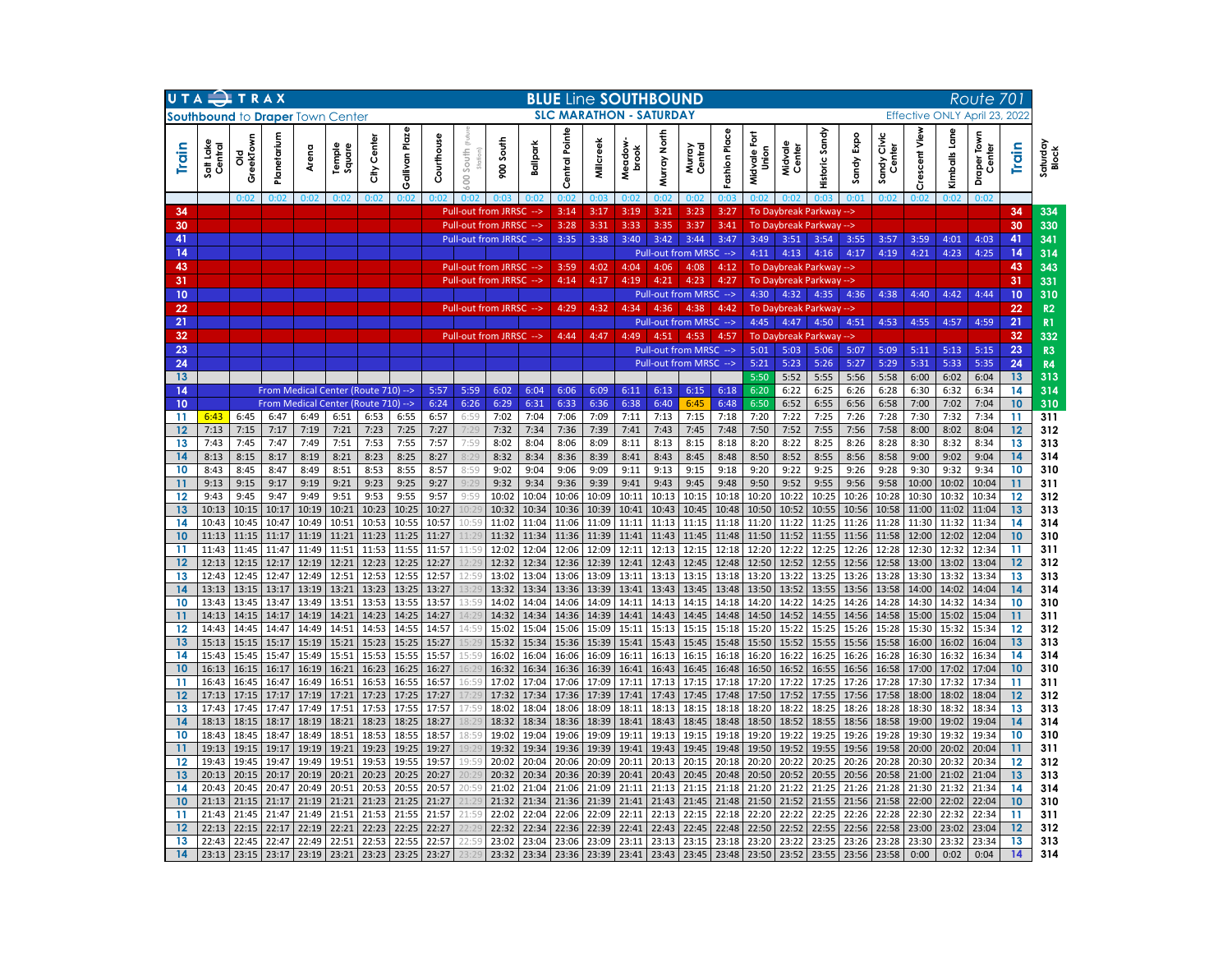# UTA TRAX — BLUE Line SOUTHBOUND — Route 701

**Southbound to Draper Town Center**

**SLC MARATHON - SATURDAY**

*Effective ONLY April 23, 2022*

| Train | Salt Lake Central | Old GreekTown | Planetarium | Arena | Temple Square | City Center | Gallivan Plaza | Courthouse | 600 South (Future Station) | 900 South | Ballpark | Central Pointe | Millcreek | Meadow-brook | Murray North | Murray Central | Fashion Place | Midvale Fort Union | Midvale Center | Historic Sandy | Sandy Expo | Sandy Civic Center | Crescent View | Kimballs Lane | Draper Town Center | Train | Saturday Block |
|---|---|---|---|---|---|---|---|---|---|---|---|---|---|---|---|---|---|---|---|---|---|---|---|---|---|---|---|
| | | 0:02 | 0:02 | 0:02 | 0:02 | 0:02 | 0:02 | 0:02 | 0:02 | 0:03 | 0:02 | 0:02 | 0:03 | 0:02 | 0:02 | 0:02 | 0:03 | 0:02 | 0:02 | 0:03 | 0:01 | 0:02 | 0:02 | 0:02 | 0:02 | | |
| 34 | | | | | | | | | | | Pull-out from JRRSC --> | 3:14 | 3:17 | 3:19 | 3:21 | 3:23 | 3:27 | To Daybreak Parkway --> | | | | | | | | 34 | 334 |
| 30 | | | | | | | | | | | Pull-out from JRRSC --> | 3:28 | 3:31 | 3:33 | 3:35 | 3:37 | 3:41 | To Daybreak Parkway --> | | | | | | | | 30 | 330 |
| 41 | | | | | | | | | | | Pull-out from JRRSC --> | 3:35 | 3:38 | 3:40 | 3:42 | 3:44 | 3:47 | 3:49 | 3:51 | 3:54 | 3:55 | 3:57 | 3:59 | 4:01 | 4:03 | 41 | 341 |
| 14 | | | | | | | | | | | | | | | | | Pull-out from MRSC --> | 4:11 | 4:13 | 4:16 | 4:17 | 4:19 | 4:21 | 4:23 | 4:25 | 14 | 314 |
| 43 | | | | | | | | | | | Pull-out from JRRSC --> | 3:59 | 4:02 | 4:04 | 4:06 | 4:08 | 4:12 | To Daybreak Parkway --> | | | | | | | | 43 | 343 |
| 31 | | | | | | | | | | | Pull-out from JRRSC --> | 4:14 | 4:17 | 4:19 | 4:21 | 4:23 | 4:27 | To Daybreak Parkway --> | | | | | | | | 31 | 331 |
| 10 | | | | | | | | | | | | | | | | | Pull-out from MRSC --> | 4:30 | 4:32 | 4:35 | 4:36 | 4:38 | 4:40 | 4:42 | 4:44 | 10 | 310 |
| 22 | | | | | | | | | | | Pull-out from JRRSC --> | 4:29 | 4:32 | 4:34 | 4:36 | 4:38 | 4:42 | To Daybreak Parkway --> | | | | | | | | 22 | R2 |
| 21 | | | | | | | | | | | | | | | | | Pull-out from MRSC --> | 4:45 | 4:47 | 4:50 | 4:51 | 4:53 | 4:55 | 4:57 | 4:59 | 21 | R1 |
| 32 | | | | | | | | | | | Pull-out from JRRSC --> | 4:44 | 4:47 | 4:49 | 4:51 | 4:53 | 4:57 | To Daybreak Parkway --> | | | | | | | | 32 | 332 |
| 23 | | | | | | | | | | | | | | | | | Pull-out from MRSC --> | 5:01 | 5:03 | 5:06 | 5:07 | 5:09 | 5:11 | 5:13 | 5:15 | 23 | R3 |
| 24 | | | | | | | | | | | | | | | | | Pull-out from MRSC --> | 5:21 | 5:23 | 5:26 | 5:27 | 5:29 | 5:31 | 5:33 | 5:35 | 24 | R4 |
| 13 | | | | | | | | | | | | | | | | | | 5:50 | 5:52 | 5:55 | 5:56 | 5:58 | 6:00 | 6:02 | 6:04 | 13 | 313 |
| 14 | | From Medical Center (Route 710) --> | | | | | | 5:57 | 5:59 | 6:02 | 6:04 | 6:06 | 6:09 | 6:11 | 6:13 | 6:15 | 6:18 | 6:20 | 6:22 | 6:25 | 6:26 | 6:28 | 6:30 | 6:32 | 6:34 | 14 | 314 |
| 10 | | From Medical Center (Route 710) --> | | | | | | 6:24 | 6:26 | 6:29 | 6:31 | 6:33 | 6:36 | 6:38 | 6:40 | 6:45 | 6:48 | 6:50 | 6:52 | 6:55 | 6:56 | 6:58 | 7:00 | 7:02 | 7:04 | 10 | 310 |
| 11 | 6:43 | 6:45 | 6:47 | 6:49 | 6:51 | 6:53 | 6:55 | 6:57 | 6:59 | 7:02 | 7:04 | 7:06 | 7:09 | 7:11 | 7:13 | 7:15 | 7:18 | 7:20 | 7:22 | 7:25 | 7:26 | 7:28 | 7:30 | 7:32 | 7:34 | 11 | 311 |
| 12 | 7:13 | 7:15 | 7:17 | 7:19 | 7:21 | 7:23 | 7:25 | 7:27 | 7:29 | 7:32 | 7:34 | 7:36 | 7:39 | 7:41 | 7:43 | 7:45 | 7:48 | 7:50 | 7:52 | 7:55 | 7:56 | 7:58 | 8:00 | 8:02 | 8:04 | 12 | 312 |
| 13 | 7:43 | 7:45 | 7:47 | 7:49 | 7:51 | 7:53 | 7:55 | 7:57 | 7:59 | 8:02 | 8:04 | 8:06 | 8:09 | 8:11 | 8:13 | 8:15 | 8:18 | 8:20 | 8:22 | 8:25 | 8:26 | 8:28 | 8:30 | 8:32 | 8:34 | 13 | 313 |
| 14 | 8:13 | 8:15 | 8:17 | 8:19 | 8:21 | 8:23 | 8:25 | 8:27 | 8:29 | 8:32 | 8:34 | 8:36 | 8:39 | 8:41 | 8:43 | 8:45 | 8:48 | 8:50 | 8:52 | 8:55 | 8:56 | 8:58 | 9:00 | 9:02 | 9:04 | 14 | 314 |
| 10 | 8:43 | 8:45 | 8:47 | 8:49 | 8:51 | 8:53 | 8:55 | 8:57 | 8:59 | 9:02 | 9:04 | 9:06 | 9:09 | 9:11 | 9:13 | 9:15 | 9:18 | 9:20 | 9:22 | 9:25 | 9:26 | 9:28 | 9:30 | 9:32 | 9:34 | 10 | 310 |
| 11 | 9:13 | 9:15 | 9:17 | 9:19 | 9:21 | 9:23 | 9:25 | 9:27 | 9:29 | 9:32 | 9:34 | 9:36 | 9:39 | 9:41 | 9:43 | 9:45 | 9:48 | 9:50 | 9:52 | 9:55 | 9:56 | 9:58 | 10:00 | 10:02 | 10:04 | 11 | 311 |
| 12 | 9:43 | 9:45 | 9:47 | 9:49 | 9:51 | 9:53 | 9:55 | 9:57 | 9:59 | 10:02 | 10:04 | 10:06 | 10:09 | 10:11 | 10:13 | 10:15 | 10:18 | 10:20 | 10:22 | 10:25 | 10:26 | 10:28 | 10:30 | 10:32 | 10:34 | 12 | 312 |
| 13 | 10:13 | 10:15 | 10:17 | 10:19 | 10:21 | 10:23 | 10:25 | 10:27 | 10:29 | 10:32 | 10:34 | 10:36 | 10:39 | 10:41 | 10:43 | 10:45 | 10:48 | 10:50 | 10:52 | 10:55 | 10:56 | 10:58 | 11:00 | 11:02 | 11:04 | 13 | 313 |
| 14 | 10:43 | 10:45 | 10:47 | 10:49 | 10:51 | 10:53 | 10:55 | 10:57 | 10:59 | 11:02 | 11:04 | 11:06 | 11:09 | 11:11 | 11:13 | 11:15 | 11:18 | 11:20 | 11:22 | 11:25 | 11:26 | 11:28 | 11:30 | 11:32 | 11:34 | 14 | 314 |
| 10 | 11:13 | 11:15 | 11:17 | 11:19 | 11:21 | 11:23 | 11:25 | 11:27 | 11:29 | 11:32 | 11:34 | 11:36 | 11:39 | 11:41 | 11:43 | 11:45 | 11:48 | 11:50 | 11:52 | 11:55 | 11:56 | 11:58 | 12:00 | 12:02 | 12:04 | 10 | 310 |
| 11 | 11:43 | 11:45 | 11:47 | 11:49 | 11:51 | 11:53 | 11:55 | 11:57 | 11:59 | 12:02 | 12:04 | 12:06 | 12:09 | 12:11 | 12:13 | 12:15 | 12:18 | 12:20 | 12:22 | 12:25 | 12:26 | 12:28 | 12:30 | 12:32 | 12:34 | 11 | 311 |
| 12 | 12:13 | 12:15 | 12:17 | 12:19 | 12:21 | 12:23 | 12:25 | 12:27 | 12:29 | 12:32 | 12:34 | 12:36 | 12:39 | 12:41 | 12:43 | 12:45 | 12:48 | 12:50 | 12:52 | 12:55 | 12:56 | 12:58 | 13:00 | 13:02 | 13:04 | 12 | 312 |
| 13 | 12:43 | 12:45 | 12:47 | 12:49 | 12:51 | 12:53 | 12:55 | 12:57 | 12:59 | 13:02 | 13:04 | 13:06 | 13:09 | 13:11 | 13:13 | 13:15 | 13:18 | 13:20 | 13:22 | 13:25 | 13:26 | 13:28 | 13:30 | 13:32 | 13:34 | 13 | 313 |
| 14 | 13:13 | 13:15 | 13:17 | 13:19 | 13:21 | 13:23 | 13:25 | 13:27 | 13:29 | 13:32 | 13:34 | 13:36 | 13:39 | 13:41 | 13:43 | 13:45 | 13:48 | 13:50 | 13:52 | 13:55 | 13:56 | 13:58 | 14:00 | 14:02 | 14:04 | 14 | 314 |
| 10 | 13:43 | 13:45 | 13:47 | 13:49 | 13:51 | 13:53 | 13:55 | 13:57 | 13:59 | 14:02 | 14:04 | 14:06 | 14:09 | 14:11 | 14:13 | 14:15 | 14:18 | 14:20 | 14:22 | 14:25 | 14:26 | 14:28 | 14:30 | 14:32 | 14:34 | 10 | 310 |
| 11 | 14:13 | 14:15 | 14:17 | 14:19 | 14:21 | 14:23 | 14:25 | 14:27 | 14:29 | 14:32 | 14:34 | 14:36 | 14:39 | 14:41 | 14:43 | 14:45 | 14:48 | 14:50 | 14:52 | 14:55 | 14:56 | 14:58 | 15:00 | 15:02 | 15:04 | 11 | 311 |
| 12 | 14:43 | 14:45 | 14:47 | 14:49 | 14:51 | 14:53 | 14:55 | 14:57 | 14:59 | 15:02 | 15:04 | 15:06 | 15:09 | 15:11 | 15:13 | 15:15 | 15:18 | 15:20 | 15:22 | 15:25 | 15:26 | 15:28 | 15:30 | 15:32 | 15:34 | 12 | 312 |
| 13 | 15:13 | 15:15 | 15:17 | 15:19 | 15:21 | 15:23 | 15:25 | 15:27 | 15:29 | 15:32 | 15:34 | 15:36 | 15:39 | 15:41 | 15:43 | 15:45 | 15:48 | 15:50 | 15:52 | 15:55 | 15:56 | 15:58 | 16:00 | 16:02 | 16:04 | 13 | 313 |
| 14 | 15:43 | 15:45 | 15:47 | 15:49 | 15:51 | 15:53 | 15:55 | 15:57 | 15:59 | 16:02 | 16:04 | 16:06 | 16:09 | 16:11 | 16:13 | 16:15 | 16:18 | 16:20 | 16:22 | 16:25 | 16:26 | 16:28 | 16:30 | 16:32 | 16:34 | 14 | 314 |
| 10 | 16:13 | 16:15 | 16:17 | 16:19 | 16:21 | 16:23 | 16:25 | 16:27 | 16:29 | 16:32 | 16:34 | 16:36 | 16:39 | 16:41 | 16:43 | 16:45 | 16:48 | 16:50 | 16:52 | 16:55 | 16:56 | 16:58 | 17:00 | 17:02 | 17:04 | 10 | 310 |
| 11 | 16:43 | 16:45 | 16:47 | 16:49 | 16:51 | 16:53 | 16:55 | 16:57 | 16:59 | 17:02 | 17:04 | 17:06 | 17:09 | 17:11 | 17:13 | 17:15 | 17:18 | 17:20 | 17:22 | 17:25 | 17:26 | 17:28 | 17:30 | 17:32 | 17:34 | 11 | 311 |
| 12 | 17:13 | 17:15 | 17:17 | 17:19 | 17:21 | 17:23 | 17:25 | 17:27 | 17:29 | 17:32 | 17:34 | 17:36 | 17:39 | 17:41 | 17:43 | 17:45 | 17:48 | 17:50 | 17:52 | 17:55 | 17:56 | 17:58 | 18:00 | 18:02 | 18:04 | 12 | 312 |
| 13 | 17:43 | 17:45 | 17:47 | 17:49 | 17:51 | 17:53 | 17:55 | 17:57 | 17:59 | 18:02 | 18:04 | 18:06 | 18:09 | 18:11 | 18:13 | 18:15 | 18:18 | 18:20 | 18:22 | 18:25 | 18:26 | 18:28 | 18:30 | 18:32 | 18:34 | 13 | 313 |
| 14 | 18:13 | 18:15 | 18:17 | 18:19 | 18:21 | 18:23 | 18:25 | 18:27 | 18:29 | 18:32 | 18:34 | 18:36 | 18:39 | 18:41 | 18:43 | 18:45 | 18:48 | 18:50 | 18:52 | 18:55 | 18:56 | 18:58 | 19:00 | 19:02 | 19:04 | 14 | 314 |
| 10 | 18:43 | 18:45 | 18:47 | 18:49 | 18:51 | 18:53 | 18:55 | 18:57 | 18:59 | 19:02 | 19:04 | 19:06 | 19:09 | 19:11 | 19:13 | 19:15 | 19:18 | 19:20 | 19:22 | 19:25 | 19:26 | 19:28 | 19:30 | 19:32 | 19:34 | 10 | 310 |
| 11 | 19:13 | 19:15 | 19:17 | 19:19 | 19:21 | 19:23 | 19:25 | 19:27 | 19:29 | 19:32 | 19:34 | 19:36 | 19:39 | 19:41 | 19:43 | 19:45 | 19:48 | 19:50 | 19:52 | 19:55 | 19:56 | 19:58 | 20:00 | 20:02 | 20:04 | 11 | 311 |
| 12 | 19:43 | 19:45 | 19:47 | 19:49 | 19:51 | 19:53 | 19:55 | 19:57 | 19:59 | 20:02 | 20:04 | 20:06 | 20:09 | 20:11 | 20:13 | 20:15 | 20:18 | 20:20 | 20:22 | 20:25 | 20:26 | 20:28 | 20:30 | 20:32 | 20:34 | 12 | 312 |
| 13 | 20:13 | 20:15 | 20:17 | 20:19 | 20:21 | 20:23 | 20:25 | 20:27 | 20:29 | 20:32 | 20:34 | 20:36 | 20:39 | 20:41 | 20:43 | 20:45 | 20:48 | 20:50 | 20:52 | 20:55 | 20:56 | 20:58 | 21:00 | 21:02 | 21:04 | 13 | 313 |
| 14 | 20:43 | 20:45 | 20:47 | 20:49 | 20:51 | 20:53 | 20:55 | 20:57 | 20:59 | 21:02 | 21:04 | 21:06 | 21:09 | 21:11 | 21:13 | 21:15 | 21:18 | 21:20 | 21:22 | 21:25 | 21:26 | 21:28 | 21:30 | 21:32 | 21:34 | 14 | 314 |
| 10 | 21:13 | 21:15 | 21:17 | 21:19 | 21:21 | 21:23 | 21:25 | 21:27 | 21:29 | 21:32 | 21:34 | 21:36 | 21:39 | 21:41 | 21:43 | 21:45 | 21:48 | 21:50 | 21:52 | 21:55 | 21:56 | 21:58 | 22:00 | 22:02 | 22:04 | 10 | 310 |
| 11 | 21:43 | 21:45 | 21:47 | 21:49 | 21:51 | 21:53 | 21:55 | 21:57 | 21:59 | 22:02 | 22:04 | 22:06 | 22:09 | 22:11 | 22:13 | 22:15 | 22:18 | 22:20 | 22:22 | 22:25 | 22:26 | 22:28 | 22:30 | 22:32 | 22:34 | 11 | 311 |
| 12 | 22:13 | 22:15 | 22:17 | 22:19 | 22:21 | 22:23 | 22:25 | 22:27 | 22:29 | 22:32 | 22:34 | 22:36 | 22:39 | 22:41 | 22:43 | 22:45 | 22:48 | 22:50 | 22:52 | 22:55 | 22:56 | 22:58 | 23:00 | 23:02 | 23:04 | 12 | 312 |
| 13 | 22:43 | 22:45 | 22:47 | 22:49 | 22:51 | 22:53 | 22:55 | 22:57 | 22:59 | 23:02 | 23:04 | 23:06 | 23:09 | 23:11 | 23:13 | 23:15 | 23:18 | 23:20 | 23:22 | 23:25 | 23:26 | 23:28 | 23:30 | 23:32 | 23:34 | 13 | 313 |
| 14 | 23:13 | 23:15 | 23:17 | 23:19 | 23:21 | 23:23 | 23:25 | 23:27 | 23:29 | 23:32 | 23:34 | 23:36 | 23:39 | 23:41 | 23:43 | 23:45 | 23:48 | 23:50 | 23:52 | 23:55 | 23:56 | 23:58 | 0:00 | 0:02 | 0:04 | 14 | 314 |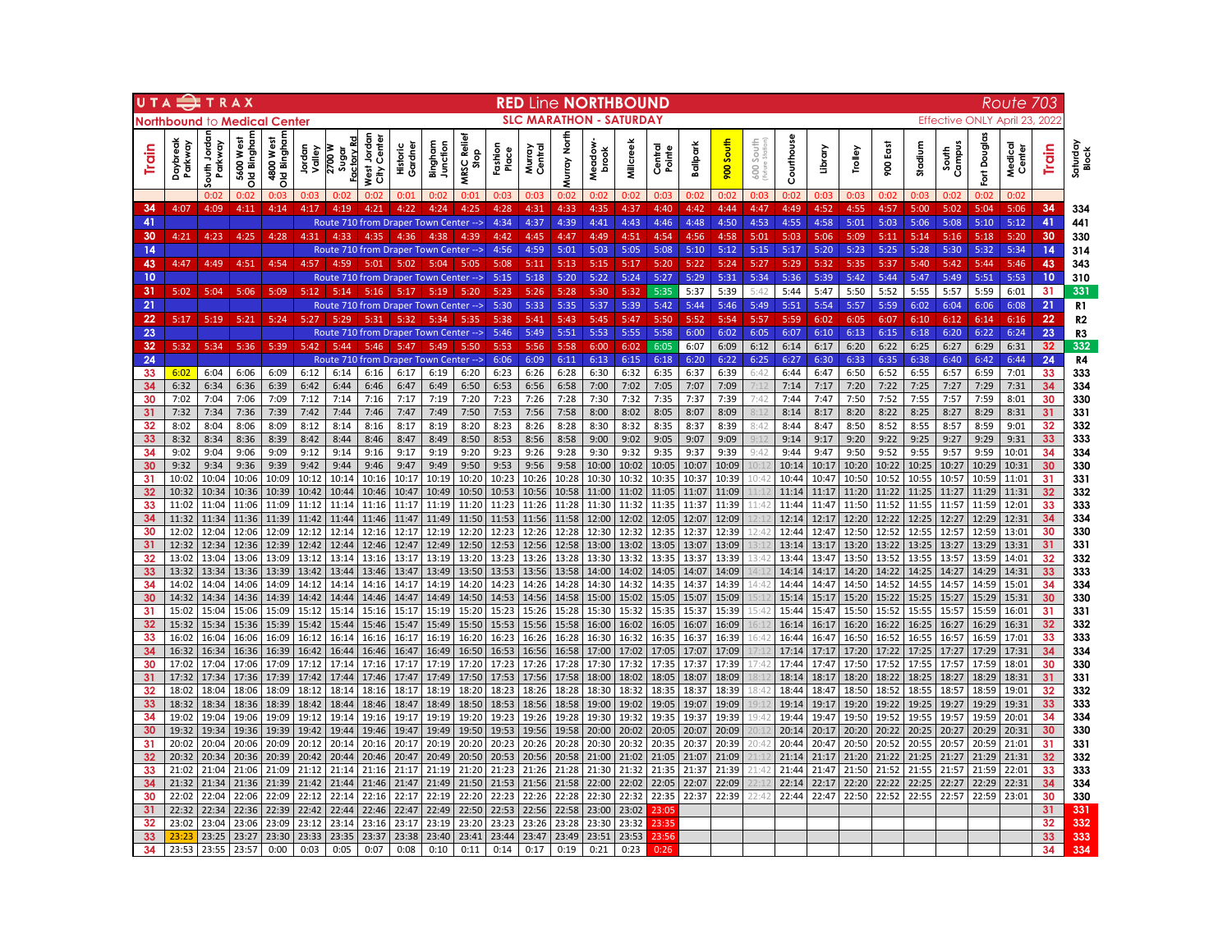# UTA TRAX — RED Line NORTHBOUND

## Northbound to Medical Center

**SLC MARATHON - SATURDAY**

**Route 703** — Effective ONLY April 23, 2022

| Train | Daybreak Parkway | South Jordan Parkway | 5600 West Old Bingham | 4800 West Old Bingham | Jordan Valley | 2700 W Sugar Factory Rd | West Jordan City Center | Historic Gardner | Bingham Junction | MRSC Relief Stop | Fashion Place | Murray Central | Murray North | Meadow-brook | Millcreek | Central Pointe | Ballpark | 900 South | 600 South (Future Station) | Courthouse | Library | Trolley | 900 East | Stadium | South Campus | Fort Douglas | Medical Center | Train | Saturday Block |
|---|---|---|---|---|---|---|---|---|---|---|---|---|---|---|---|---|---|---|---|---|---|---|---|---|---|---|---|---|---|
| | | 0:02 | 0:02 | 0:03 | 0:03 | 0:02 | 0:02 | 0:01 | 0:02 | 0:01 | 0:03 | 0:03 | 0:02 | 0:02 | 0:02 | 0:03 | 0:02 | 0:02 | 0:03 | 0:02 | 0:03 | 0:03 | 0:02 | 0:03 | 0:02 | 0:02 | 0:02 | | |
| 34 | 4:07 | 4:09 | 4:11 | 4:14 | 4:17 | 4:19 | 4:21 | 4:22 | 4:24 | 4:25 | 4:28 | 4:31 | 4:33 | 4:35 | 4:37 | 4:40 | 4:42 | 4:44 | 4:47 | 4:49 | 4:52 | 4:55 | 4:57 | 5:00 | 5:02 | 5:04 | 5:06 | 34 | 334 |
| 41 | | | | | Route 710 from Draper Town Center --> | | | | | | 4:34 | 4:37 | 4:39 | 4:41 | 4:43 | 4:46 | 4:48 | 4:50 | 4:53 | 4:55 | 4:58 | 5:01 | 5:03 | 5:06 | 5:08 | 5:10 | 5:12 | 41 | 441 |
| 30 | 4:21 | 4:23 | 4:25 | 4:28 | 4:31 | 4:33 | 4:35 | 4:36 | 4:38 | 4:39 | 4:42 | 4:45 | 4:47 | 4:49 | 4:51 | 4:54 | 4:56 | 4:58 | 5:01 | 5:03 | 5:06 | 5:09 | 5:11 | 5:14 | 5:16 | 5:18 | 5:20 | 30 | 330 |
| 14 | | | | | Route 710 from Draper Town Center --> | | | | | | 4:56 | 4:59 | 5:01 | 5:03 | 5:05 | 5:08 | 5:10 | 5:12 | 5:15 | 5:17 | 5:20 | 5:23 | 5:25 | 5:28 | 5:30 | 5:32 | 5:34 | 14 | 314 |
| 43 | 4:47 | 4:49 | 4:51 | 4:54 | 4:57 | 4:59 | 5:01 | 5:02 | 5:04 | 5:05 | 5:08 | 5:11 | 5:13 | 5:15 | 5:17 | 5:20 | 5:22 | 5:24 | 5:27 | 5:29 | 5:32 | 5:35 | 5:37 | 5:40 | 5:42 | 5:44 | 5:46 | 43 | 343 |
| 10 | | | | | Route 710 from Draper Town Center --> | | | | | | 5:15 | 5:18 | 5:20 | 5:22 | 5:24 | 5:27 | 5:29 | 5:31 | 5:34 | 5:36 | 5:39 | 5:42 | 5:44 | 5:47 | 5:49 | 5:51 | 5:53 | 10 | 310 |
| 31 | 5:02 | 5:04 | 5:06 | 5:09 | 5:12 | 5:14 | 5:16 | 5:17 | 5:19 | 5:20 | 5:23 | 5:26 | 5:28 | 5:30 | 5:32 | 5:35 | 5:37 | 5:39 | 5:42 | 5:44 | 5:47 | 5:50 | 5:52 | 5:55 | 5:57 | 5:59 | 6:01 | 31 | 331 |
| 21 | | | | | Route 710 from Draper Town Center --> | | | | | | 5:30 | 5:33 | 5:35 | 5:37 | 5:39 | 5:42 | 5:44 | 5:46 | 5:49 | 5:51 | 5:54 | 5:57 | 5:59 | 6:02 | 6:04 | 6:06 | 6:08 | 21 | R1 |
| 22 | 5:17 | 5:19 | 5:21 | 5:24 | 5:27 | 5:29 | 5:31 | 5:32 | 5:34 | 5:35 | 5:38 | 5:41 | 5:43 | 5:45 | 5:47 | 5:50 | 5:52 | 5:54 | 5:57 | 5:59 | 6:02 | 6:05 | 6:07 | 6:10 | 6:12 | 6:14 | 6:16 | 22 | R2 |
| 23 | | | | | Route 710 from Draper Town Center --> | | | | | | 5:46 | 5:49 | 5:51 | 5:53 | 5:55 | 5:58 | 6:00 | 6:02 | 6:05 | 6:07 | 6:10 | 6:13 | 6:15 | 6:18 | 6:20 | 6:22 | 6:24 | 23 | R3 |
| 32 | 5:32 | 5:34 | 5:36 | 5:39 | 5:42 | 5:44 | 5:46 | 5:47 | 5:49 | 5:50 | 5:53 | 5:56 | 5:58 | 6:00 | 6:02 | 6:05 | 6:07 | 6:09 | 6:12 | 6:14 | 6:17 | 6:20 | 6:22 | 6:25 | 6:27 | 6:29 | 6:31 | 32 | 332 |
| 24 | | | | | Route 710 from Draper Town Center --> | | | | | | 6:06 | 6:09 | 6:11 | 6:13 | 6:15 | 6:18 | 6:20 | 6:22 | 6:25 | 6:27 | 6:30 | 6:33 | 6:35 | 6:38 | 6:40 | 6:42 | 6:44 | 24 | R4 |
| 33 | 6:02 | 6:04 | 6:06 | 6:09 | 6:12 | 6:14 | 6:16 | 6:17 | 6:19 | 6:20 | 6:23 | 6:26 | 6:28 | 6:30 | 6:32 | 6:35 | 6:37 | 6:39 | 6:42 | 6:44 | 6:47 | 6:50 | 6:52 | 6:55 | 6:57 | 6:59 | 7:01 | 33 | 333 |
| 34 | 6:32 | 6:34 | 6:36 | 6:39 | 6:42 | 6:44 | 6:46 | 6:47 | 6:49 | 6:50 | 6:53 | 6:56 | 6:58 | 7:00 | 7:02 | 7:05 | 7:07 | 7:09 | 7:12 | 7:14 | 7:17 | 7:20 | 7:22 | 7:25 | 7:27 | 7:29 | 7:31 | 34 | 334 |
| 30 | 7:02 | 7:04 | 7:06 | 7:09 | 7:12 | 7:14 | 7:16 | 7:17 | 7:19 | 7:20 | 7:23 | 7:26 | 7:28 | 7:30 | 7:32 | 7:35 | 7:37 | 7:39 | 7:42 | 7:44 | 7:47 | 7:50 | 7:52 | 7:55 | 7:57 | 7:59 | 8:01 | 30 | 330 |
| 31 | 7:32 | 7:34 | 7:36 | 7:39 | 7:42 | 7:44 | 7:46 | 7:47 | 7:49 | 7:50 | 7:53 | 7:56 | 7:58 | 8:00 | 8:02 | 8:05 | 8:07 | 8:09 | 8:12 | 8:14 | 8:17 | 8:20 | 8:22 | 8:25 | 8:27 | 8:29 | 8:31 | 31 | 331 |
| 32 | 8:02 | 8:04 | 8:06 | 8:09 | 8:12 | 8:14 | 8:16 | 8:17 | 8:19 | 8:20 | 8:23 | 8:26 | 8:28 | 8:30 | 8:32 | 8:35 | 8:37 | 8:39 | 8:42 | 8:44 | 8:47 | 8:50 | 8:52 | 8:55 | 8:57 | 8:59 | 9:01 | 32 | 332 |
| 33 | 8:32 | 8:34 | 8:36 | 8:39 | 8:42 | 8:44 | 8:46 | 8:47 | 8:49 | 8:50 | 8:53 | 8:56 | 8:58 | 9:00 | 9:02 | 9:05 | 9:07 | 9:09 | 9:12 | 9:14 | 9:17 | 9:20 | 9:22 | 9:25 | 9:27 | 9:29 | 9:31 | 33 | 333 |
| 34 | 9:02 | 9:04 | 9:06 | 9:09 | 9:12 | 9:14 | 9:16 | 9:17 | 9:19 | 9:20 | 9:23 | 9:26 | 9:28 | 9:30 | 9:32 | 9:35 | 9:37 | 9:39 | 9:42 | 9:44 | 9:47 | 9:50 | 9:52 | 9:55 | 9:57 | 9:59 | 10:01 | 34 | 334 |
| 30 | 9:32 | 9:34 | 9:36 | 9:39 | 9:42 | 9:44 | 9:46 | 9:47 | 9:49 | 9:50 | 9:53 | 9:56 | 9:58 | 10:00 | 10:02 | 10:05 | 10:07 | 10:09 | 10:12 | 10:14 | 10:17 | 10:20 | 10:22 | 10:25 | 10:27 | 10:29 | 10:31 | 30 | 330 |
| 31 | 10:02 | 10:04 | 10:06 | 10:09 | 10:12 | 10:14 | 10:16 | 10:17 | 10:19 | 10:20 | 10:23 | 10:26 | 10:28 | 10:30 | 10:32 | 10:35 | 10:37 | 10:39 | 10:42 | 10:44 | 10:47 | 10:50 | 10:52 | 10:55 | 10:57 | 10:59 | 11:01 | 31 | 331 |
| 32 | 10:32 | 10:34 | 10:36 | 10:39 | 10:42 | 10:44 | 10:46 | 10:47 | 10:49 | 10:50 | 10:53 | 10:56 | 10:58 | 11:00 | 11:02 | 11:05 | 11:07 | 11:09 | 11:12 | 11:14 | 11:17 | 11:20 | 11:22 | 11:25 | 11:27 | 11:29 | 11:31 | 32 | 332 |
| 33 | 11:02 | 11:04 | 11:06 | 11:09 | 11:12 | 11:14 | 11:16 | 11:17 | 11:19 | 11:20 | 11:23 | 11:26 | 11:28 | 11:30 | 11:32 | 11:35 | 11:37 | 11:39 | 11:42 | 11:44 | 11:47 | 11:50 | 11:52 | 11:55 | 11:57 | 11:59 | 12:01 | 33 | 333 |
| 34 | 11:32 | 11:34 | 11:36 | 11:39 | 11:42 | 11:44 | 11:46 | 11:47 | 11:49 | 11:50 | 11:53 | 11:56 | 11:58 | 12:00 | 12:02 | 12:05 | 12:07 | 12:09 | 12:12 | 12:14 | 12:17 | 12:20 | 12:22 | 12:25 | 12:27 | 12:29 | 12:31 | 34 | 334 |
| 30 | 12:02 | 12:04 | 12:06 | 12:09 | 12:12 | 12:14 | 12:16 | 12:17 | 12:19 | 12:20 | 12:23 | 12:26 | 12:28 | 12:30 | 12:32 | 12:35 | 12:37 | 12:39 | 12:42 | 12:44 | 12:47 | 12:50 | 12:52 | 12:55 | 12:57 | 12:59 | 13:01 | 30 | 330 |
| 31 | 12:32 | 12:34 | 12:36 | 12:39 | 12:42 | 12:44 | 12:46 | 12:47 | 12:49 | 12:50 | 12:53 | 12:56 | 12:58 | 13:00 | 13:02 | 13:05 | 13:07 | 13:09 | 13:12 | 13:14 | 13:17 | 13:20 | 13:22 | 13:25 | 13:27 | 13:29 | 13:31 | 31 | 331 |
| 32 | 13:02 | 13:04 | 13:06 | 13:09 | 13:12 | 13:14 | 13:16 | 13:17 | 13:19 | 13:20 | 13:23 | 13:26 | 13:28 | 13:30 | 13:32 | 13:35 | 13:37 | 13:39 | 13:42 | 13:44 | 13:47 | 13:50 | 13:52 | 13:55 | 13:57 | 13:59 | 14:01 | 32 | 332 |
| 33 | 13:32 | 13:34 | 13:36 | 13:39 | 13:42 | 13:44 | 13:46 | 13:47 | 13:49 | 13:50 | 13:53 | 13:56 | 13:58 | 14:00 | 14:02 | 14:05 | 14:07 | 14:09 | 14:12 | 14:14 | 14:17 | 14:20 | 14:22 | 14:25 | 14:27 | 14:29 | 14:31 | 33 | 333 |
| 34 | 14:02 | 14:04 | 14:06 | 14:09 | 14:12 | 14:14 | 14:16 | 14:17 | 14:19 | 14:20 | 14:23 | 14:26 | 14:28 | 14:30 | 14:32 | 14:35 | 14:37 | 14:39 | 14:42 | 14:44 | 14:47 | 14:50 | 14:52 | 14:55 | 14:57 | 14:59 | 15:01 | 34 | 334 |
| 30 | 14:32 | 14:34 | 14:36 | 14:39 | 14:42 | 14:44 | 14:46 | 14:47 | 14:49 | 14:50 | 14:53 | 14:56 | 14:58 | 15:00 | 15:02 | 15:05 | 15:07 | 15:09 | 15:12 | 15:14 | 15:17 | 15:20 | 15:22 | 15:25 | 15:27 | 15:29 | 15:31 | 30 | 330 |
| 31 | 15:02 | 15:04 | 15:06 | 15:09 | 15:12 | 15:14 | 15:16 | 15:17 | 15:19 | 15:20 | 15:23 | 15:26 | 15:28 | 15:30 | 15:32 | 15:35 | 15:37 | 15:39 | 15:42 | 15:44 | 15:47 | 15:50 | 15:52 | 15:55 | 15:57 | 15:59 | 16:01 | 31 | 331 |
| 32 | 15:32 | 15:34 | 15:36 | 15:39 | 15:42 | 15:44 | 15:46 | 15:47 | 15:49 | 15:50 | 15:53 | 15:56 | 15:58 | 16:00 | 16:02 | 16:05 | 16:07 | 16:09 | 16:12 | 16:14 | 16:17 | 16:20 | 16:22 | 16:25 | 16:27 | 16:29 | 16:31 | 32 | 332 |
| 33 | 16:02 | 16:04 | 16:06 | 16:09 | 16:12 | 16:14 | 16:16 | 16:17 | 16:19 | 16:20 | 16:23 | 16:26 | 16:28 | 16:30 | 16:32 | 16:35 | 16:37 | 16:39 | 16:42 | 16:44 | 16:47 | 16:50 | 16:52 | 16:55 | 16:57 | 16:59 | 17:01 | 33 | 333 |
| 34 | 16:32 | 16:34 | 16:36 | 16:39 | 16:42 | 16:44 | 16:46 | 16:47 | 16:49 | 16:50 | 16:53 | 16:56 | 16:58 | 17:00 | 17:02 | 17:05 | 17:07 | 17:09 | 17:12 | 17:14 | 17:17 | 17:20 | 17:22 | 17:25 | 17:27 | 17:29 | 17:31 | 34 | 334 |
| 30 | 17:02 | 17:04 | 17:06 | 17:09 | 17:12 | 17:14 | 17:16 | 17:17 | 17:19 | 17:20 | 17:23 | 17:26 | 17:28 | 17:30 | 17:32 | 17:35 | 17:37 | 17:39 | 17:42 | 17:44 | 17:47 | 17:50 | 17:52 | 17:55 | 17:57 | 17:59 | 18:01 | 30 | 330 |
| 31 | 17:32 | 17:34 | 17:36 | 17:39 | 17:42 | 17:44 | 17:46 | 17:47 | 17:49 | 17:50 | 17:53 | 17:56 | 17:58 | 18:00 | 18:02 | 18:05 | 18:07 | 18:09 | 18:12 | 18:14 | 18:17 | 18:20 | 18:22 | 18:25 | 18:27 | 18:29 | 18:31 | 31 | 331 |
| 32 | 18:02 | 18:04 | 18:06 | 18:09 | 18:12 | 18:14 | 18:16 | 18:17 | 18:19 | 18:20 | 18:23 | 18:26 | 18:28 | 18:30 | 18:32 | 18:35 | 18:37 | 18:39 | 18:42 | 18:44 | 18:47 | 18:50 | 18:52 | 18:55 | 18:57 | 18:59 | 19:01 | 32 | 332 |
| 33 | 18:32 | 18:34 | 18:36 | 18:39 | 18:42 | 18:44 | 18:46 | 18:47 | 18:49 | 18:50 | 18:53 | 18:56 | 18:58 | 19:00 | 19:02 | 19:05 | 19:07 | 19:09 | 19:12 | 19:14 | 19:17 | 19:20 | 19:22 | 19:25 | 19:27 | 19:29 | 19:31 | 33 | 333 |
| 34 | 19:02 | 19:04 | 19:06 | 19:09 | 19:12 | 19:14 | 19:16 | 19:17 | 19:19 | 19:20 | 19:23 | 19:26 | 19:28 | 19:30 | 19:32 | 19:35 | 19:37 | 19:39 | 19:42 | 19:44 | 19:47 | 19:50 | 19:52 | 19:55 | 19:57 | 19:59 | 20:01 | 34 | 334 |
| 30 | 19:32 | 19:34 | 19:36 | 19:39 | 19:42 | 19:44 | 19:46 | 19:47 | 19:49 | 19:50 | 19:53 | 19:56 | 19:58 | 20:00 | 20:02 | 20:05 | 20:07 | 20:09 | 20:12 | 20:14 | 20:17 | 20:20 | 20:22 | 20:25 | 20:27 | 20:29 | 20:31 | 30 | 330 |
| 31 | 20:02 | 20:04 | 20:06 | 20:09 | 20:12 | 20:14 | 20:16 | 20:17 | 20:19 | 20:20 | 20:23 | 20:26 | 20:28 | 20:30 | 20:32 | 20:35 | 20:37 | 20:39 | 20:42 | 20:44 | 20:47 | 20:50 | 20:52 | 20:55 | 20:57 | 20:59 | 21:01 | 31 | 331 |
| 32 | 20:32 | 20:34 | 20:36 | 20:39 | 20:42 | 20:44 | 20:46 | 20:47 | 20:49 | 20:50 | 20:53 | 20:56 | 20:58 | 21:00 | 21:02 | 21:05 | 21:07 | 21:09 | 21:12 | 21:14 | 21:17 | 21:20 | 21:22 | 21:25 | 21:27 | 21:29 | 21:31 | 32 | 332 |
| 33 | 21:02 | 21:04 | 21:06 | 21:09 | 21:12 | 21:14 | 21:16 | 21:17 | 21:19 | 21:20 | 21:23 | 21:26 | 21:28 | 21:30 | 21:32 | 21:35 | 21:37 | 21:39 | 21:42 | 21:44 | 21:47 | 21:50 | 21:52 | 21:55 | 21:57 | 21:59 | 22:01 | 33 | 333 |
| 34 | 21:32 | 21:34 | 21:36 | 21:39 | 21:42 | 21:44 | 21:46 | 21:47 | 21:49 | 21:50 | 21:53 | 21:56 | 21:58 | 22:00 | 22:02 | 22:05 | 22:07 | 22:09 | 22:12 | 22:14 | 22:17 | 22:20 | 22:22 | 22:25 | 22:27 | 22:29 | 22:31 | 34 | 334 |
| 30 | 22:02 | 22:04 | 22:06 | 22:09 | 22:12 | 22:14 | 22:16 | 22:17 | 22:19 | 22:20 | 22:23 | 22:26 | 22:28 | 22:30 | 22:32 | 22:35 | 22:37 | 22:39 | 22:42 | 22:44 | 22:47 | 22:50 | 22:52 | 22:55 | 22:57 | 22:59 | 23:01 | 30 | 330 |
| 31 | 22:32 | 22:34 | 22:36 | 22:39 | 22:42 | 22:44 | 22:46 | 22:47 | 22:49 | 22:50 | 22:53 | 22:56 | 22:58 | 23:00 | 23:02 | 23:05 | | | | | | | | | | | | 31 | 331 |
| 32 | 23:02 | 23:04 | 23:06 | 23:09 | 23:12 | 23:14 | 23:16 | 23:17 | 23:19 | 23:20 | 23:23 | 23:26 | 23:28 | 23:30 | 23:32 | 23:35 | | | | | | | | | | | | 32 | 332 |
| 33 | 23:23 | 23:25 | 23:27 | 23:30 | 23:33 | 23:35 | 23:37 | 23:38 | 23:40 | 23:41 | 23:44 | 23:47 | 23:49 | 23:51 | 23:53 | 23:56 | | | | | | | | | | | | 33 | 333 |
| 34 | 23:53 | 23:55 | 23:57 | 0:00 | 0:03 | 0:05 | 0:07 | 0:08 | 0:10 | 0:11 | 0:14 | 0:17 | 0:19 | 0:21 | 0:23 | 0:26 | | | | | | | | | | | | 34 | 334 |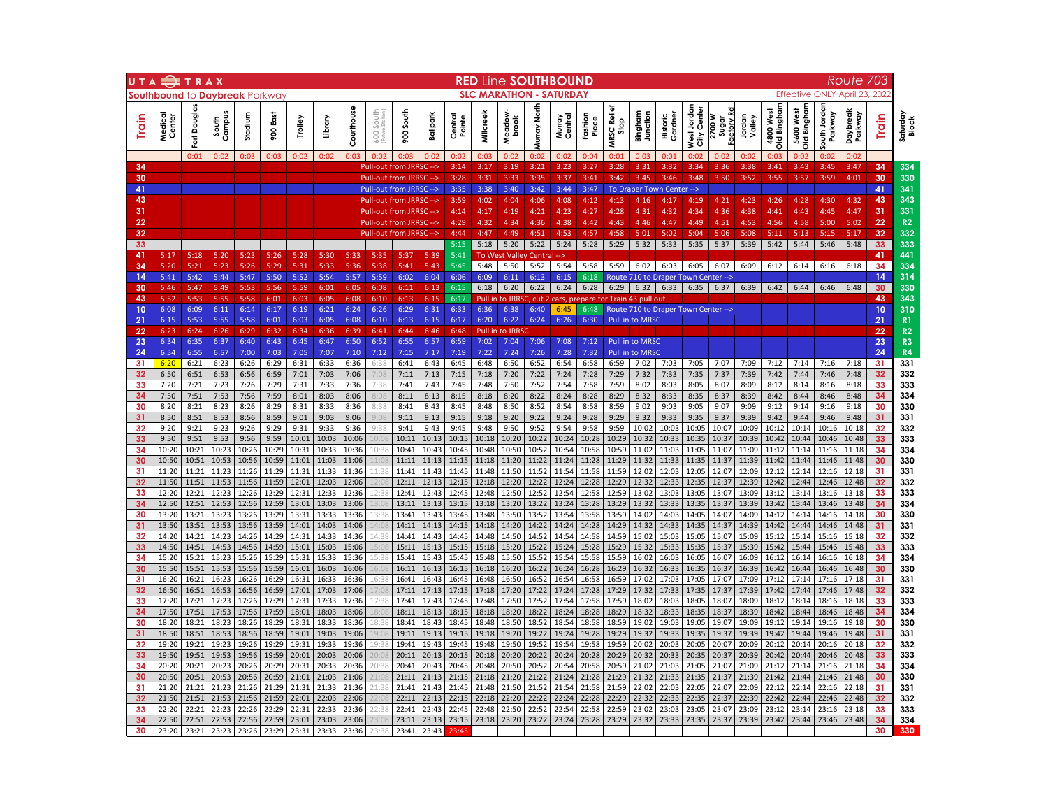UTA TRAX

# RED Line SOUTHBOUND

## Route 703

**Southbound** to **Daybreak** Parkway

**SLC MARATHON - SATURDAY**

Effective ONLY April 23, 2022

| Train | Medical Center | Fort Douglas | South Campus | Stadium | 900 East | Trolley | Library | Courthouse | 600 South (Future Station) | 900 South | Ballpark | Central Pointe | Millcreek | Meadowbrook | Murray North | Murray Central | Fashion Place | MRSC Relief Stop | Bingham Junction | Historic Gardner | West Jordan City Center | 2700 W Sugar Factory Rd | Jordan Valley | 4800 West Old Bingham | 5600 West Old Bingham | South Jordan Parkway | Daybreak Parkway | Train | Saturday Block |
|---|---|---|---|---|---|---|---|---|---|---|---|---|---|---|---|---|---|---|---|---|---|---|---|---|---|---|---|---|---|
| | | 0:01 | 0:02 | 0:03 | 0:03 | 0:02 | 0:02 | 0:03 | 0:02 | 0:03 | 0:02 | 0:02 | 0:03 | 0:02 | 0:02 | 0:02 | 0:04 | 0:01 | 0:03 | 0:01 | 0:02 | 0:02 | 0:02 | 0:03 | 0:02 | 0:02 | 0:02 | | |
| 34 | | | | | | | | | Pull-out from JRRSC --> | | | 3:14 | 3:17 | 3:19 | 3:21 | 3:23 | 3:27 | 3:28 | 3:31 | 3:32 | 3:34 | 3:36 | 3:38 | 3:41 | 3:43 | 3:45 | 3:47 | 34 | 334 |
| 30 | | | | | | | | | Pull-out from JRRSC --> | | | 3:28 | 3:31 | 3:33 | 3:35 | 3:37 | 3:41 | 3:42 | 3:45 | 3:46 | 3:48 | 3:50 | 3:52 | 3:55 | 3:57 | 3:59 | 4:01 | 30 | 330 |
| 41 | | | | | | | | | Pull-out from JRRSC --> | | | 3:35 | 3:38 | 3:40 | 3:42 | 3:44 | 3:47 | To Draper Town Center --> | | | | | | | | | | 41 | 341 |
| 43 | | | | | | | | | Pull-out from JRRSC --> | | | 3:59 | 4:02 | 4:04 | 4:06 | 4:08 | 4:12 | 4:13 | 4:16 | 4:17 | 4:19 | 4:21 | 4:23 | 4:26 | 4:28 | 4:30 | 4:32 | 43 | 343 |
| 31 | | | | | | | | | Pull-out from JRRSC --> | | | 4:14 | 4:17 | 4:19 | 4:21 | 4:23 | 4:27 | 4:28 | 4:31 | 4:32 | 4:34 | 4:36 | 4:38 | 4:41 | 4:43 | 4:45 | 4:47 | 31 | 331 |
| 22 | | | | | | | | | Pull-out from JRRSC --> | | | 4:29 | 4:32 | 4:34 | 4:36 | 4:38 | 4:42 | 4:43 | 4:46 | 4:47 | 4:49 | 4:51 | 4:53 | 4:56 | 4:58 | 5:00 | 5:02 | 22 | R2 |
| 32 | | | | | | | | | Pull-out from JRRSC --> | | | 4:44 | 4:47 | 4:49 | 4:51 | 4:53 | 4:57 | 4:58 | 5:01 | 5:02 | 5:04 | 5:06 | 5:08 | 5:11 | 5:13 | 5:15 | 5:17 | 32 | 332 |
| 33 | | | | | | | | | | | | 5:15 | 5:18 | 5:20 | 5:22 | 5:24 | 5:28 | 5:29 | 5:32 | 5:33 | 5:35 | 5:37 | 5:39 | 5:42 | 5:44 | 5:46 | 5:48 | 33 | 333 |
| 41 | 5:17 | 5:18 | 5:20 | 5:23 | 5:26 | 5:28 | 5:30 | 5:33 | 5:35 | 5:37 | 5:39 | 5:41 | To West Valley Central --> | | | | | | | | | | | | | | | 41 | 441 |
| 34 | 5:20 | 5:21 | 5:23 | 5:26 | 5:29 | 5:31 | 5:33 | 5:36 | 5:38 | 5:41 | 5:43 | 5:45 | 5:48 | 5:50 | 5:52 | 5:54 | 5:58 | 5:59 | 6:02 | 6:03 | 6:05 | 6:07 | 6:09 | 6:12 | 6:14 | 6:16 | 6:18 | 34 | 334 |
| 14 | 5:41 | 5:42 | 5:44 | 5:47 | 5:50 | 5:52 | 5:54 | 5:57 | 5:59 | 6:02 | 6:04 | 6:06 | 6:09 | 6:11 | 6:13 | 6:15 | 6:18 | Route 710 to Draper Town Center --> | | | | | | | | | | 14 | 314 |
| 30 | 5:46 | 5:47 | 5:49 | 5:53 | 5:56 | 5:59 | 6:01 | 6:05 | 6:08 | 6:11 | 6:13 | 6:15 | 6:18 | 6:20 | 6:22 | 6:24 | 6:28 | 6:29 | 6:32 | 6:33 | 6:35 | 6:37 | 6:39 | 6:42 | 6:44 | 6:46 | 6:48 | 30 | 330 |
| 43 | 5:52 | 5:53 | 5:55 | 5:58 | 6:01 | 6:03 | 6:05 | 6:08 | 6:10 | 6:13 | 6:15 | 6:17 | Pull in to JRRSC, cut 2 cars, prepare for Train 43 pull out. | | | | | | | | | | | | | | | 43 | 343 |
| 10 | 6:08 | 6:09 | 6:11 | 6:14 | 6:17 | 6:19 | 6:21 | 6:24 | 6:26 | 6:29 | 6:31 | 6:33 | 6:36 | 6:38 | 6:40 | 6:45 | 6:48 | Route 710 to Draper Town Center --> | | | | | | | | | | 10 | 310 |
| 21 | 6:15 | 5:53 | 5:55 | 5:58 | 6:01 | 6:03 | 6:05 | 6:08 | 6:10 | 6:13 | 6:15 | 6:17 | 6:20 | 6:22 | 6:24 | 6:26 | 6:30 | Pull in to MRSC | | | | | | | | | | 21 | R1 |
| 22 | 6:23 | 6:24 | 6:26 | 6:29 | 6:32 | 6:34 | 6:36 | 6:39 | 6:41 | 6:44 | 6:46 | 6:48 | Pull in to JRRSC | | | | | | | | | | | | | | | 22 | R2 |
| 23 | 6:34 | 6:35 | 6:37 | 6:40 | 6:43 | 6:45 | 6:47 | 6:50 | 6:52 | 6:55 | 6:57 | 6:59 | 7:02 | 7:04 | 7:06 | 7:08 | 7:12 | Pull in to MRSC | | | | | | | | | | 23 | R3 |
| 24 | 6:54 | 6:55 | 6:57 | 7:00 | 7:03 | 7:05 | 7:07 | 7:10 | 7:12 | 7:15 | 7:17 | 7:19 | 7:22 | 7:24 | 7:26 | 7:28 | 7:32 | Pull in to MRSC | | | | | | | | | | 24 | R4 |
| 31 | 6:20 | 6:21 | 6:23 | 6:26 | 6:29 | 6:31 | 6:33 | 6:36 | 6:38 | 6:41 | 6:43 | 6:45 | 6:48 | 6:50 | 6:52 | 6:54 | 6:58 | 6:59 | 7:02 | 7:03 | 7:05 | 7:07 | 7:09 | 7:12 | 7:14 | 7:16 | 7:18 | 31 | 331 |
| 32 | 6:50 | 6:51 | 6:53 | 6:56 | 6:59 | 7:01 | 7:03 | 7:06 | 7:08 | 7:11 | 7:13 | 7:15 | 7:18 | 7:20 | 7:22 | 7:24 | 7:28 | 7:29 | 7:32 | 7:33 | 7:35 | 7:37 | 7:39 | 7:42 | 7:44 | 7:46 | 7:48 | 32 | 332 |
| 33 | 7:20 | 7:21 | 7:23 | 7:26 | 7:29 | 7:31 | 7:33 | 7:36 | 7:38 | 7:41 | 7:43 | 7:45 | 7:48 | 7:50 | 7:52 | 7:54 | 7:58 | 7:59 | 8:02 | 8:03 | 8:05 | 8:07 | 8:09 | 8:12 | 8:14 | 8:16 | 8:18 | 33 | 333 |
| 34 | 7:50 | 7:51 | 7:53 | 7:56 | 7:59 | 8:01 | 8:03 | 8:06 | 8:08 | 8:11 | 8:13 | 8:15 | 8:18 | 8:20 | 8:22 | 8:24 | 8:28 | 8:29 | 8:32 | 8:33 | 8:35 | 8:37 | 8:39 | 8:42 | 8:44 | 8:46 | 8:48 | 34 | 334 |
| 30 | 8:20 | 8:21 | 8:23 | 8:26 | 8:29 | 8:31 | 8:33 | 8:36 | 8:38 | 8:41 | 8:43 | 8:45 | 8:48 | 8:50 | 8:52 | 8:54 | 8:58 | 8:59 | 9:02 | 9:03 | 9:05 | 9:07 | 9:09 | 9:12 | 9:14 | 9:16 | 9:18 | 30 | 330 |
| 31 | 8:50 | 8:51 | 8:53 | 8:56 | 8:59 | 9:01 | 9:03 | 9:06 | 9:08 | 9:11 | 9:13 | 9:15 | 9:18 | 9:20 | 9:22 | 9:24 | 9:28 | 9:29 | 9:32 | 9:33 | 9:35 | 9:37 | 9:39 | 9:42 | 9:44 | 9:46 | 9:48 | 31 | 331 |
| 32 | 9:20 | 9:21 | 9:23 | 9:26 | 9:29 | 9:31 | 9:33 | 9:36 | 9:38 | 9:41 | 9:43 | 9:45 | 9:48 | 9:50 | 9:52 | 9:54 | 9:58 | 9:59 | 10:02 | 10:03 | 10:05 | 10:07 | 10:09 | 10:12 | 10:14 | 10:16 | 10:18 | 32 | 332 |
| 33 | 9:50 | 9:51 | 9:53 | 9:56 | 9:59 | 10:01 | 10:03 | 10:06 | 10:08 | 10:11 | 10:13 | 10:15 | 10:18 | 10:20 | 10:22 | 10:24 | 10:28 | 10:29 | 10:32 | 10:33 | 10:35 | 10:37 | 10:39 | 10:42 | 10:44 | 10:46 | 10:48 | 33 | 333 |
| 34 | 10:20 | 10:21 | 10:23 | 10:26 | 10:29 | 10:31 | 10:33 | 10:36 | 10:38 | 10:41 | 10:43 | 10:45 | 10:48 | 10:50 | 10:52 | 10:54 | 10:58 | 10:59 | 11:02 | 11:03 | 11:05 | 11:07 | 11:09 | 11:12 | 11:14 | 11:16 | 11:18 | 34 | 334 |
| 30 | 10:50 | 10:51 | 10:53 | 10:56 | 10:59 | 11:01 | 11:03 | 11:06 | 11:08 | 11:11 | 11:13 | 11:15 | 11:18 | 11:20 | 11:22 | 11:24 | 11:28 | 11:29 | 11:32 | 11:33 | 11:35 | 11:37 | 11:39 | 11:42 | 11:44 | 11:46 | 11:48 | 30 | 330 |
| 31 | 11:20 | 11:21 | 11:23 | 11:26 | 11:29 | 11:31 | 11:33 | 11:36 | 11:38 | 11:41 | 11:43 | 11:45 | 11:48 | 11:50 | 11:52 | 11:54 | 11:58 | 11:59 | 12:02 | 12:03 | 12:05 | 12:07 | 12:09 | 12:12 | 12:14 | 12:16 | 12:18 | 31 | 331 |
| 32 | 11:50 | 11:51 | 11:53 | 11:56 | 11:59 | 12:01 | 12:03 | 12:06 | 12:08 | 12:11 | 12:13 | 12:15 | 12:18 | 12:20 | 12:22 | 12:24 | 12:28 | 12:29 | 12:32 | 12:33 | 12:35 | 12:37 | 12:39 | 12:42 | 12:44 | 12:46 | 12:48 | 32 | 332 |
| 33 | 12:20 | 12:21 | 12:23 | 12:26 | 12:29 | 12:31 | 12:33 | 12:36 | 12:38 | 12:41 | 12:43 | 12:45 | 12:48 | 12:50 | 12:52 | 12:54 | 12:58 | 12:59 | 13:02 | 13:03 | 13:05 | 13:07 | 13:09 | 13:12 | 13:14 | 13:16 | 13:18 | 33 | 333 |
| 34 | 12:50 | 12:51 | 12:53 | 12:56 | 12:59 | 13:01 | 13:03 | 13:06 | 13:08 | 13:11 | 13:13 | 13:15 | 13:18 | 13:20 | 13:22 | 13:24 | 13:28 | 13:29 | 13:32 | 13:33 | 13:35 | 13:37 | 13:39 | 13:42 | 13:44 | 13:46 | 13:48 | 34 | 334 |
| 30 | 13:20 | 13:21 | 13:23 | 13:26 | 13:29 | 13:31 | 13:33 | 13:36 | 13:38 | 13:41 | 13:43 | 13:45 | 13:48 | 13:50 | 13:52 | 13:54 | 13:58 | 13:59 | 14:02 | 14:03 | 14:05 | 14:07 | 14:09 | 14:12 | 14:14 | 14:16 | 14:18 | 30 | 330 |
| 31 | 13:50 | 13:51 | 13:53 | 13:56 | 13:59 | 14:01 | 14:03 | 14:06 | 14:08 | 14:11 | 14:13 | 14:15 | 14:18 | 14:20 | 14:22 | 14:24 | 14:28 | 14:29 | 14:32 | 14:33 | 14:35 | 14:37 | 14:39 | 14:42 | 14:44 | 14:46 | 14:48 | 31 | 331 |
| 32 | 14:20 | 14:21 | 14:23 | 14:26 | 14:29 | 14:31 | 14:33 | 14:36 | 14:38 | 14:41 | 14:43 | 14:45 | 14:48 | 14:50 | 14:52 | 14:54 | 14:58 | 14:59 | 15:02 | 15:03 | 15:05 | 15:07 | 15:09 | 15:12 | 15:14 | 15:16 | 15:18 | 32 | 332 |
| 33 | 14:50 | 14:51 | 14:53 | 14:56 | 14:59 | 15:01 | 15:03 | 15:06 | 15:08 | 15:11 | 15:13 | 15:15 | 15:18 | 15:20 | 15:22 | 15:24 | 15:28 | 15:29 | 15:32 | 15:33 | 15:35 | 15:37 | 15:39 | 15:42 | 15:44 | 15:46 | 15:48 | 33 | 333 |
| 34 | 15:20 | 15:21 | 15:23 | 15:26 | 15:29 | 15:31 | 15:33 | 15:36 | 15:38 | 15:41 | 15:43 | 15:45 | 15:48 | 15:50 | 15:52 | 15:54 | 15:58 | 15:59 | 16:02 | 16:03 | 16:05 | 16:07 | 16:09 | 16:12 | 16:14 | 16:16 | 16:18 | 34 | 334 |
| 30 | 15:50 | 15:51 | 15:53 | 15:56 | 15:59 | 16:01 | 16:03 | 16:06 | 16:08 | 16:11 | 16:13 | 16:15 | 16:18 | 16:20 | 16:22 | 16:24 | 16:28 | 16:29 | 16:32 | 16:33 | 16:35 | 16:37 | 16:39 | 16:42 | 16:44 | 16:46 | 16:48 | 30 | 330 |
| 31 | 16:20 | 16:21 | 16:23 | 16:26 | 16:29 | 16:31 | 16:33 | 16:36 | 16:38 | 16:41 | 16:43 | 16:45 | 16:48 | 16:50 | 16:52 | 16:54 | 16:58 | 16:59 | 17:02 | 17:03 | 17:05 | 17:07 | 17:09 | 17:12 | 17:14 | 17:16 | 17:18 | 31 | 331 |
| 32 | 16:50 | 16:51 | 16:53 | 16:56 | 16:59 | 17:01 | 17:03 | 17:06 | 17:08 | 17:11 | 17:13 | 17:15 | 17:18 | 17:20 | 17:22 | 17:24 | 17:28 | 17:29 | 17:32 | 17:33 | 17:35 | 17:37 | 17:39 | 17:42 | 17:44 | 17:46 | 17:48 | 32 | 332 |
| 33 | 17:20 | 17:21 | 17:23 | 17:26 | 17:29 | 17:31 | 17:33 | 17:36 | 17:38 | 17:41 | 17:43 | 17:45 | 17:48 | 17:50 | 17:52 | 17:54 | 17:58 | 17:59 | 18:02 | 18:03 | 18:05 | 18:07 | 18:09 | 18:12 | 18:14 | 18:16 | 18:18 | 33 | 333 |
| 34 | 17:50 | 17:51 | 17:53 | 17:56 | 17:59 | 18:01 | 18:03 | 18:06 | 18:08 | 18:11 | 18:13 | 18:15 | 18:18 | 18:20 | 18:22 | 18:24 | 18:28 | 18:29 | 18:32 | 18:33 | 18:35 | 18:37 | 18:39 | 18:42 | 18:44 | 18:46 | 18:48 | 34 | 334 |
| 30 | 18:20 | 18:21 | 18:23 | 18:26 | 18:29 | 18:31 | 18:33 | 18:36 | 18:38 | 18:41 | 18:43 | 18:45 | 18:48 | 18:50 | 18:52 | 18:54 | 18:58 | 18:59 | 19:02 | 19:03 | 19:05 | 19:07 | 19:09 | 19:12 | 19:14 | 19:16 | 19:18 | 30 | 330 |
| 31 | 18:50 | 18:51 | 18:53 | 18:56 | 18:59 | 19:01 | 19:03 | 19:06 | 19:08 | 19:11 | 19:13 | 19:15 | 19:18 | 19:20 | 19:22 | 19:24 | 19:28 | 19:29 | 19:32 | 19:33 | 19:35 | 19:37 | 19:39 | 19:42 | 19:44 | 19:46 | 19:48 | 31 | 331 |
| 32 | 19:20 | 19:21 | 19:23 | 19:26 | 19:29 | 19:31 | 19:33 | 19:36 | 19:38 | 19:41 | 19:43 | 19:45 | 19:48 | 19:50 | 19:52 | 19:54 | 19:58 | 19:59 | 20:02 | 20:03 | 20:05 | 20:07 | 20:09 | 20:12 | 20:14 | 20:16 | 20:18 | 32 | 332 |
| 33 | 19:50 | 19:51 | 19:53 | 19:56 | 19:59 | 20:01 | 20:03 | 20:06 | 20:08 | 20:11 | 20:13 | 20:15 | 20:18 | 20:20 | 20:22 | 20:24 | 20:28 | 20:29 | 20:32 | 20:33 | 20:35 | 20:37 | 20:39 | 20:42 | 20:44 | 20:46 | 20:48 | 33 | 333 |
| 34 | 20:20 | 20:21 | 20:23 | 20:26 | 20:29 | 20:31 | 20:33 | 20:36 | 20:38 | 20:41 | 20:43 | 20:45 | 20:48 | 20:50 | 20:52 | 20:54 | 20:58 | 20:59 | 21:02 | 21:03 | 21:05 | 21:07 | 21:09 | 21:12 | 21:14 | 21:16 | 21:18 | 34 | 334 |
| 30 | 20:50 | 20:51 | 20:53 | 20:56 | 20:59 | 21:01 | 21:03 | 21:06 | 21:08 | 21:11 | 21:13 | 21:15 | 21:18 | 21:20 | 21:22 | 21:24 | 21:28 | 21:29 | 21:32 | 21:33 | 21:35 | 21:37 | 21:39 | 21:42 | 21:44 | 21:46 | 21:48 | 30 | 330 |
| 31 | 21:20 | 21:21 | 21:23 | 21:26 | 21:29 | 21:31 | 21:33 | 21:36 | 21:38 | 21:41 | 21:43 | 21:45 | 21:48 | 21:50 | 21:52 | 21:54 | 21:58 | 21:59 | 22:02 | 22:03 | 22:05 | 22:07 | 22:09 | 22:12 | 22:14 | 22:16 | 22:18 | 31 | 331 |
| 32 | 21:50 | 21:51 | 21:53 | 21:56 | 21:59 | 22:01 | 22:03 | 22:06 | 22:08 | 22:11 | 22:13 | 22:15 | 22:18 | 22:20 | 22:22 | 22:24 | 22:28 | 22:29 | 22:32 | 22:33 | 22:35 | 22:37 | 22:39 | 22:42 | 22:44 | 22:46 | 22:48 | 32 | 332 |
| 33 | 22:20 | 22:21 | 22:23 | 22:26 | 22:29 | 22:31 | 22:33 | 22:36 | 22:38 | 22:41 | 22:43 | 22:45 | 22:48 | 22:50 | 22:52 | 22:54 | 22:58 | 22:59 | 23:02 | 23:03 | 23:05 | 23:07 | 23:09 | 23:12 | 23:14 | 23:16 | 23:18 | 33 | 333 |
| 34 | 22:50 | 22:51 | 22:53 | 22:56 | 22:59 | 23:01 | 23:03 | 23:06 | 23:08 | 23:11 | 23:13 | 23:15 | 23:18 | 23:20 | 23:22 | 23:24 | 23:28 | 23:29 | 23:32 | 23:33 | 23:35 | 23:37 | 23:39 | 23:42 | 23:44 | 23:46 | 23:48 | 34 | 334 |
| 30 | 23:20 | 23:21 | 23:23 | 23:26 | 23:29 | 23:31 | 23:33 | 23:36 | 23:38 | 23:41 | 23:43 | 23:45 | | | | | | | | | | | | | | | | 30 | 330 |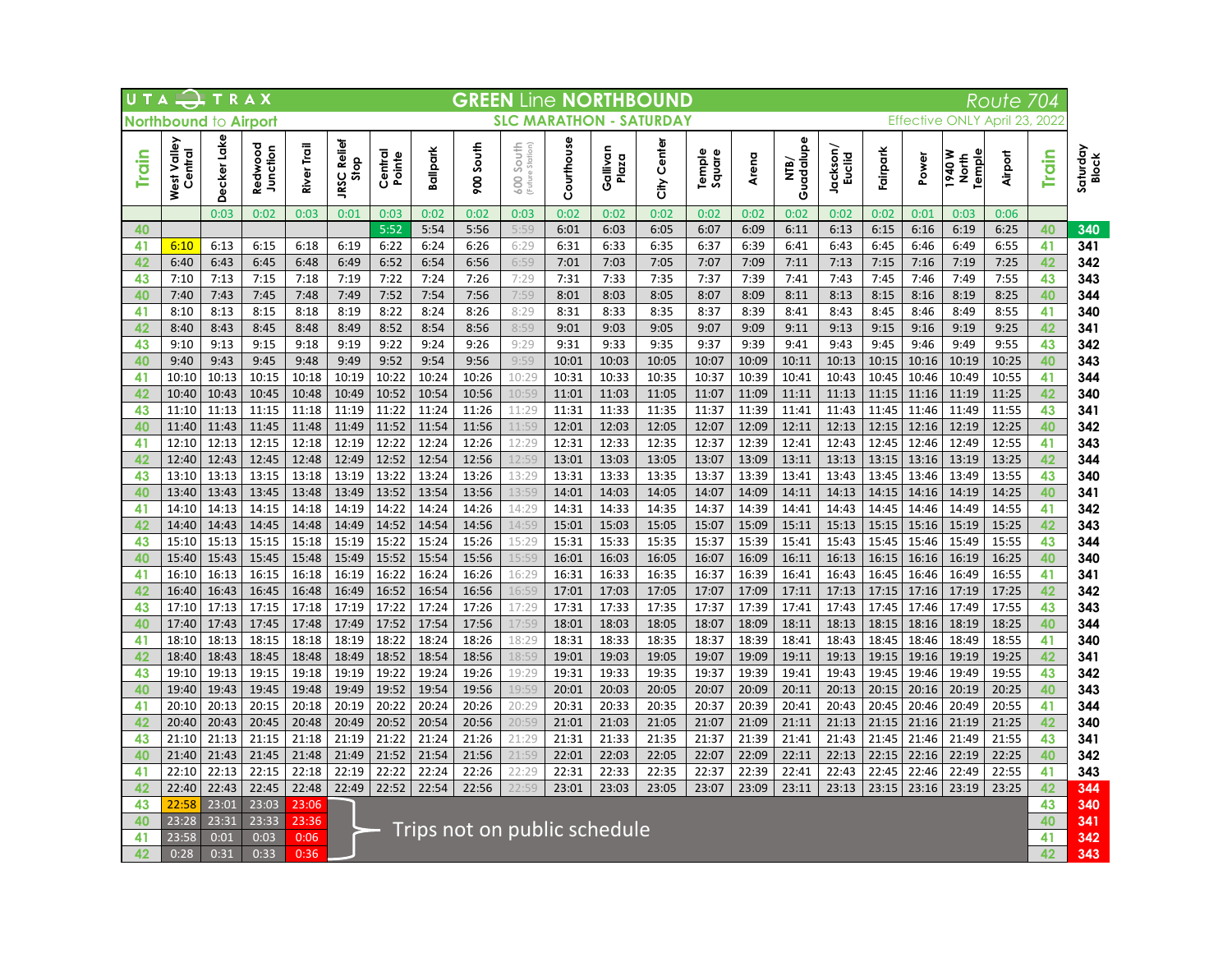# UTA TRAX — GREEN Line NORTHBOUND — Route 704

## Northbound to Airport

### SLC MARATHON - SATURDAY

Effective ONLY April 23, 2022

| Train | West Valley Central | Decker Lake | Redwood Junction | River Trail | JRSC Relief Stop | Central Pointe | Ballpark | 900 South | 600 South (Future Station) | Courthouse | Gallivan Plaza | City Center | Temple Square | Arena | NTB/ Guadalupe | Jackson/ Euclid | Fairpark | Power | 1940 W North Temple | Airport | Train | Saturday Block |
|---|---|---|---|---|---|---|---|---|---|---|---|---|---|---|---|---|---|---|---|---|---|---|
| | | 0:03 | 0:02 | 0:03 | 0:01 | 0:03 | 0:02 | 0:02 | 0:03 | 0:02 | 0:02 | 0:02 | 0:02 | 0:02 | 0:02 | 0:02 | 0:02 | 0:01 | 0:03 | 0:06 | | |
| 40 | | | | | | 5:52 | 5:54 | 5:56 | 5:59 | 6:01 | 6:03 | 6:05 | 6:07 | 6:09 | 6:11 | 6:13 | 6:15 | 6:16 | 6:19 | 6:25 | 40 | 340 |
| 41 | 6:10 | 6:13 | 6:15 | 6:18 | 6:19 | 6:22 | 6:24 | 6:26 | 6:29 | 6:31 | 6:33 | 6:35 | 6:37 | 6:39 | 6:41 | 6:43 | 6:45 | 6:46 | 6:49 | 6:55 | 41 | 341 |
| 42 | 6:40 | 6:43 | 6:45 | 6:48 | 6:49 | 6:52 | 6:54 | 6:56 | 6:59 | 7:01 | 7:03 | 7:05 | 7:07 | 7:09 | 7:11 | 7:13 | 7:15 | 7:16 | 7:19 | 7:25 | 42 | 342 |
| 43 | 7:10 | 7:13 | 7:15 | 7:18 | 7:19 | 7:22 | 7:24 | 7:26 | 7:29 | 7:31 | 7:33 | 7:35 | 7:37 | 7:39 | 7:41 | 7:43 | 7:45 | 7:46 | 7:49 | 7:55 | 43 | 343 |
| 40 | 7:40 | 7:43 | 7:45 | 7:48 | 7:49 | 7:52 | 7:54 | 7:56 | 7:59 | 8:01 | 8:03 | 8:05 | 8:07 | 8:09 | 8:11 | 8:13 | 8:15 | 8:16 | 8:19 | 8:25 | 40 | 344 |
| 41 | 8:10 | 8:13 | 8:15 | 8:18 | 8:19 | 8:22 | 8:24 | 8:26 | 8:29 | 8:31 | 8:33 | 8:35 | 8:37 | 8:39 | 8:41 | 8:43 | 8:45 | 8:46 | 8:49 | 8:55 | 41 | 340 |
| 42 | 8:40 | 8:43 | 8:45 | 8:48 | 8:49 | 8:52 | 8:54 | 8:56 | 8:59 | 9:01 | 9:03 | 9:05 | 9:07 | 9:09 | 9:11 | 9:13 | 9:15 | 9:16 | 9:19 | 9:25 | 42 | 341 |
| 43 | 9:10 | 9:13 | 9:15 | 9:18 | 9:19 | 9:22 | 9:24 | 9:26 | 9:29 | 9:31 | 9:33 | 9:35 | 9:37 | 9:39 | 9:41 | 9:43 | 9:45 | 9:46 | 9:49 | 9:55 | 43 | 342 |
| 40 | 9:40 | 9:43 | 9:45 | 9:48 | 9:49 | 9:52 | 9:54 | 9:56 | 9:59 | 10:01 | 10:03 | 10:05 | 10:07 | 10:09 | 10:11 | 10:13 | 10:15 | 10:16 | 10:19 | 10:25 | 40 | 343 |
| 41 | 10:10 | 10:13 | 10:15 | 10:18 | 10:19 | 10:22 | 10:24 | 10:26 | 10:29 | 10:31 | 10:33 | 10:35 | 10:37 | 10:39 | 10:41 | 10:43 | 10:45 | 10:46 | 10:49 | 10:55 | 41 | 344 |
| 42 | 10:40 | 10:43 | 10:45 | 10:48 | 10:49 | 10:52 | 10:54 | 10:56 | 10:59 | 11:01 | 11:03 | 11:05 | 11:07 | 11:09 | 11:11 | 11:13 | 11:15 | 11:16 | 11:19 | 11:25 | 42 | 340 |
| 43 | 11:10 | 11:13 | 11:15 | 11:18 | 11:19 | 11:22 | 11:24 | 11:26 | 11:29 | 11:31 | 11:33 | 11:35 | 11:37 | 11:39 | 11:41 | 11:43 | 11:45 | 11:46 | 11:49 | 11:55 | 43 | 341 |
| 40 | 11:40 | 11:43 | 11:45 | 11:48 | 11:49 | 11:52 | 11:54 | 11:56 | 11:59 | 12:01 | 12:03 | 12:05 | 12:07 | 12:09 | 12:11 | 12:13 | 12:15 | 12:16 | 12:19 | 12:25 | 40 | 342 |
| 41 | 12:10 | 12:13 | 12:15 | 12:18 | 12:19 | 12:22 | 12:24 | 12:26 | 12:29 | 12:31 | 12:33 | 12:35 | 12:37 | 12:39 | 12:41 | 12:43 | 12:45 | 12:46 | 12:49 | 12:55 | 41 | 343 |
| 42 | 12:40 | 12:43 | 12:45 | 12:48 | 12:49 | 12:52 | 12:54 | 12:56 | 12:59 | 13:01 | 13:03 | 13:05 | 13:07 | 13:09 | 13:11 | 13:13 | 13:15 | 13:16 | 13:19 | 13:25 | 42 | 344 |
| 43 | 13:10 | 13:13 | 13:15 | 13:18 | 13:19 | 13:22 | 13:24 | 13:26 | 13:29 | 13:31 | 13:33 | 13:35 | 13:37 | 13:39 | 13:41 | 13:43 | 13:45 | 13:46 | 13:49 | 13:55 | 43 | 340 |
| 40 | 13:40 | 13:43 | 13:45 | 13:48 | 13:49 | 13:52 | 13:54 | 13:56 | 13:59 | 14:01 | 14:03 | 14:05 | 14:07 | 14:09 | 14:11 | 14:13 | 14:15 | 14:16 | 14:19 | 14:25 | 40 | 341 |
| 41 | 14:10 | 14:13 | 14:15 | 14:18 | 14:19 | 14:22 | 14:24 | 14:26 | 14:29 | 14:31 | 14:33 | 14:35 | 14:37 | 14:39 | 14:41 | 14:43 | 14:45 | 14:46 | 14:49 | 14:55 | 41 | 342 |
| 42 | 14:40 | 14:43 | 14:45 | 14:48 | 14:49 | 14:52 | 14:54 | 14:56 | 14:59 | 15:01 | 15:03 | 15:05 | 15:07 | 15:09 | 15:11 | 15:13 | 15:15 | 15:16 | 15:19 | 15:25 | 42 | 343 |
| 43 | 15:10 | 15:13 | 15:15 | 15:18 | 15:19 | 15:22 | 15:24 | 15:26 | 15:29 | 15:31 | 15:33 | 15:35 | 15:37 | 15:39 | 15:41 | 15:43 | 15:45 | 15:46 | 15:49 | 15:55 | 43 | 344 |
| 40 | 15:40 | 15:43 | 15:45 | 15:48 | 15:49 | 15:52 | 15:54 | 15:56 | 15:59 | 16:01 | 16:03 | 16:05 | 16:07 | 16:09 | 16:11 | 16:13 | 16:15 | 16:16 | 16:19 | 16:25 | 40 | 340 |
| 41 | 16:10 | 16:13 | 16:15 | 16:18 | 16:19 | 16:22 | 16:24 | 16:26 | 16:29 | 16:31 | 16:33 | 16:35 | 16:37 | 16:39 | 16:41 | 16:43 | 16:45 | 16:46 | 16:49 | 16:55 | 41 | 341 |
| 42 | 16:40 | 16:43 | 16:45 | 16:48 | 16:49 | 16:52 | 16:54 | 16:56 | 16:59 | 17:01 | 17:03 | 17:05 | 17:07 | 17:09 | 17:11 | 17:13 | 17:15 | 17:16 | 17:19 | 17:25 | 42 | 342 |
| 43 | 17:10 | 17:13 | 17:15 | 17:18 | 17:19 | 17:22 | 17:24 | 17:26 | 17:29 | 17:31 | 17:33 | 17:35 | 17:37 | 17:39 | 17:41 | 17:43 | 17:45 | 17:46 | 17:49 | 17:55 | 43 | 343 |
| 40 | 17:40 | 17:43 | 17:45 | 17:48 | 17:49 | 17:52 | 17:54 | 17:56 | 17:59 | 18:01 | 18:03 | 18:05 | 18:07 | 18:09 | 18:11 | 18:13 | 18:15 | 18:16 | 18:19 | 18:25 | 40 | 344 |
| 41 | 18:10 | 18:13 | 18:15 | 18:18 | 18:19 | 18:22 | 18:24 | 18:26 | 18:29 | 18:31 | 18:33 | 18:35 | 18:37 | 18:39 | 18:41 | 18:43 | 18:45 | 18:46 | 18:49 | 18:55 | 41 | 340 |
| 42 | 18:40 | 18:43 | 18:45 | 18:48 | 18:49 | 18:52 | 18:54 | 18:56 | 18:59 | 19:01 | 19:03 | 19:05 | 19:07 | 19:09 | 19:11 | 19:13 | 19:15 | 19:16 | 19:19 | 19:25 | 42 | 341 |
| 43 | 19:10 | 19:13 | 19:15 | 19:18 | 19:19 | 19:22 | 19:24 | 19:26 | 19:29 | 19:31 | 19:33 | 19:35 | 19:37 | 19:39 | 19:41 | 19:43 | 19:45 | 19:46 | 19:49 | 19:55 | 43 | 342 |
| 40 | 19:40 | 19:43 | 19:45 | 19:48 | 19:49 | 19:52 | 19:54 | 19:56 | 19:59 | 20:01 | 20:03 | 20:05 | 20:07 | 20:09 | 20:11 | 20:13 | 20:15 | 20:16 | 20:19 | 20:25 | 40 | 343 |
| 41 | 20:10 | 20:13 | 20:15 | 20:18 | 20:19 | 20:22 | 20:24 | 20:26 | 20:29 | 20:31 | 20:33 | 20:35 | 20:37 | 20:39 | 20:41 | 20:43 | 20:45 | 20:46 | 20:49 | 20:55 | 41 | 344 |
| 42 | 20:40 | 20:43 | 20:45 | 20:48 | 20:49 | 20:52 | 20:54 | 20:56 | 20:59 | 21:01 | 21:03 | 21:05 | 21:07 | 21:09 | 21:11 | 21:13 | 21:15 | 21:16 | 21:19 | 21:25 | 42 | 340 |
| 43 | 21:10 | 21:13 | 21:15 | 21:18 | 21:19 | 21:22 | 21:24 | 21:26 | 21:29 | 21:31 | 21:33 | 21:35 | 21:37 | 21:39 | 21:41 | 21:43 | 21:45 | 21:46 | 21:49 | 21:55 | 43 | 341 |
| 40 | 21:40 | 21:43 | 21:45 | 21:48 | 21:49 | 21:52 | 21:54 | 21:56 | 21:59 | 22:01 | 22:03 | 22:05 | 22:07 | 22:09 | 22:11 | 22:13 | 22:15 | 22:16 | 22:19 | 22:25 | 40 | 342 |
| 41 | 22:10 | 22:13 | 22:15 | 22:18 | 22:19 | 22:22 | 22:24 | 22:26 | 22:29 | 22:31 | 22:33 | 22:35 | 22:37 | 22:39 | 22:41 | 22:43 | 22:45 | 22:46 | 22:49 | 22:55 | 41 | 343 |
| 42 | 22:40 | 22:43 | 22:45 | 22:48 | 22:49 | 22:52 | 22:54 | 22:56 | 22:59 | 23:01 | 23:03 | 23:05 | 23:07 | 23:09 | 23:11 | 23:13 | 23:15 | 23:16 | 23:19 | 23:25 | 42 | 344 |
| 43 | 22:58 | 23:01 | 23:03 | 23:06 | | | | | | | | | | | | | | | | | 43 | 340 |
| 40 | 23:28 | 23:31 | 23:33 | 23:36 | | | | | | | | | | | | | | | | | 40 | 341 |
| 41 | 23:58 | 0:01 | 0:03 | 0:06 | | | | | | | | | | | | | | | | | 41 | 342 |
| 42 | 0:28 | 0:31 | 0:33 | 0:36 | | | | | | | | | | | | | | | | | 42 | 343 |

Trips not on public schedule (last four trips: 22:58, 23:28, 23:58, 0:28)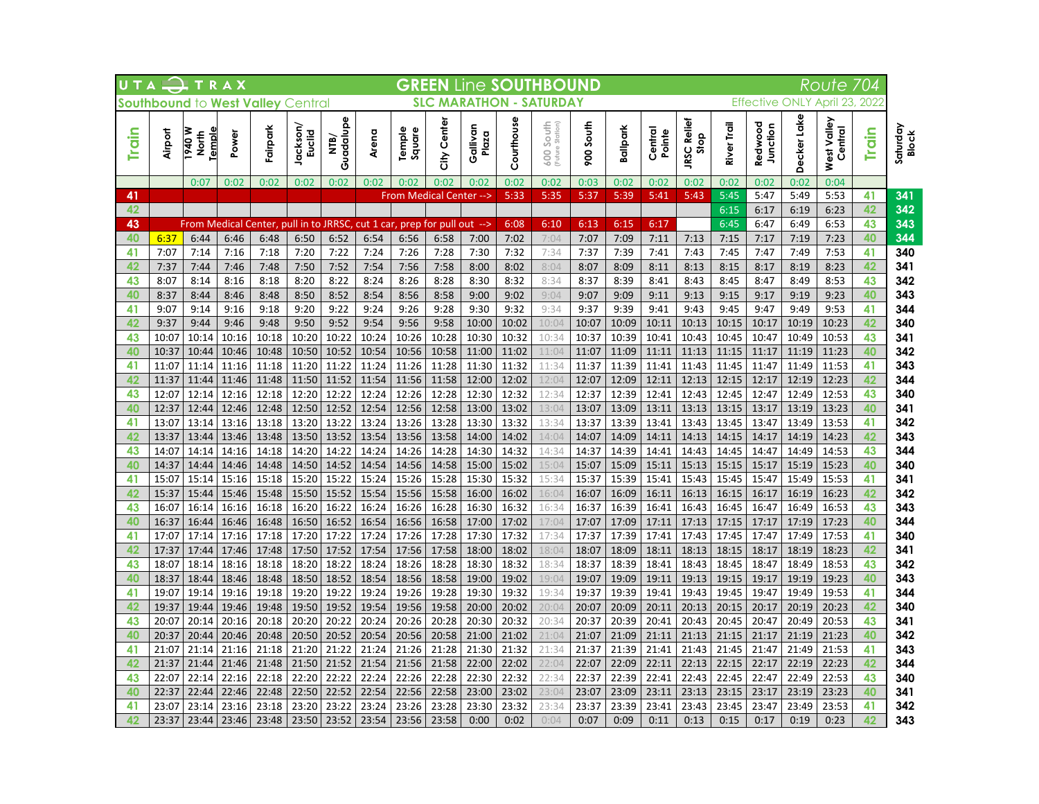# UTA TRAX — GREEN Line SOUTHBOUND — Route 704

## Southbound to West Valley Central — SLC MARATHON - SATURDAY

Effective ONLY April 23, 2022

| Train | Airport | 1940 W North Temple | Power | Fairpark | Jackson/ Euclid | NTB/ Guadalupe | Arena | Temple Square | City Center | Gallivan Plaza | Courthouse | 600 South (Future Station) | 900 South | Ballpark | Central Pointe | JRSC Relief Stop | River Trail | Redwood Junction | Decker Lake | West Valley Central | Train | Saturday Block |
|---|---|---|---|---|---|---|---|---|---|---|---|---|---|---|---|---|---|---|---|---|---|---|
| | | 0:07 | 0:02 | 0:02 | 0:02 | 0:02 | 0:02 | 0:02 | 0:02 | 0:02 | 0:02 | 0:02 | 0:03 | 0:02 | 0:02 | 0:02 | 0:02 | 0:02 | 0:02 | 0:04 | | |
| 41 | | | | | | | | From Medical Center --> | | | 5:33 | 5:35 | 5:37 | 5:39 | 5:41 | 5:43 | 5:45 | 5:47 | 5:49 | 5:53 | 41 | 341 |
| 42 | | | | | | | | | | | | | | | | | 6:15 | 6:17 | 6:19 | 6:23 | 42 | 342 |
| 43 | | From Medical Center, pull in to JRRSC, cut 1 car, prep for pull out --> | | | | | | | | | 6:08 | 6:10 | 6:13 | 6:15 | 6:17 | | 6:45 | 6:47 | 6:49 | 6:53 | 43 | 343 |
| 40 | 6:37 | 6:44 | 6:46 | 6:48 | 6:50 | 6:52 | 6:54 | 6:56 | 6:58 | 7:00 | 7:02 | 7:04 | 7:07 | 7:09 | 7:11 | 7:13 | 7:15 | 7:17 | 7:19 | 7:23 | 40 | 344 |
| 41 | 7:07 | 7:14 | 7:16 | 7:18 | 7:20 | 7:22 | 7:24 | 7:26 | 7:28 | 7:30 | 7:32 | 7:34 | 7:37 | 7:39 | 7:41 | 7:43 | 7:45 | 7:47 | 7:49 | 7:53 | 41 | 340 |
| 42 | 7:37 | 7:44 | 7:46 | 7:48 | 7:50 | 7:52 | 7:54 | 7:56 | 7:58 | 8:00 | 8:02 | 8:04 | 8:07 | 8:09 | 8:11 | 8:13 | 8:15 | 8:17 | 8:19 | 8:23 | 42 | 341 |
| 43 | 8:07 | 8:14 | 8:16 | 8:18 | 8:20 | 8:22 | 8:24 | 8:26 | 8:28 | 8:30 | 8:32 | 8:34 | 8:37 | 8:39 | 8:41 | 8:43 | 8:45 | 8:47 | 8:49 | 8:53 | 43 | 342 |
| 40 | 8:37 | 8:44 | 8:46 | 8:48 | 8:50 | 8:52 | 8:54 | 8:56 | 8:58 | 9:00 | 9:02 | 9:04 | 9:07 | 9:09 | 9:11 | 9:13 | 9:15 | 9:17 | 9:19 | 9:23 | 40 | 343 |
| 41 | 9:07 | 9:14 | 9:16 | 9:18 | 9:20 | 9:22 | 9:24 | 9:26 | 9:28 | 9:30 | 9:32 | 9:34 | 9:37 | 9:39 | 9:41 | 9:43 | 9:45 | 9:47 | 9:49 | 9:53 | 41 | 344 |
| 42 | 9:37 | 9:44 | 9:46 | 9:48 | 9:50 | 9:52 | 9:54 | 9:56 | 9:58 | 10:00 | 10:02 | 10:04 | 10:07 | 10:09 | 10:11 | 10:13 | 10:15 | 10:17 | 10:19 | 10:23 | 42 | 340 |
| 43 | 10:07 | 10:14 | 10:16 | 10:18 | 10:20 | 10:22 | 10:24 | 10:26 | 10:28 | 10:30 | 10:32 | 10:34 | 10:37 | 10:39 | 10:41 | 10:43 | 10:45 | 10:47 | 10:49 | 10:53 | 43 | 341 |
| 40 | 10:37 | 10:44 | 10:46 | 10:48 | 10:50 | 10:52 | 10:54 | 10:56 | 10:58 | 11:00 | 11:02 | 11:04 | 11:07 | 11:09 | 11:11 | 11:13 | 11:15 | 11:17 | 11:19 | 11:23 | 40 | 342 |
| 41 | 11:07 | 11:14 | 11:16 | 11:18 | 11:20 | 11:22 | 11:24 | 11:26 | 11:28 | 11:30 | 11:32 | 11:34 | 11:37 | 11:39 | 11:41 | 11:43 | 11:45 | 11:47 | 11:49 | 11:53 | 41 | 343 |
| 42 | 11:37 | 11:44 | 11:46 | 11:48 | 11:50 | 11:52 | 11:54 | 11:56 | 11:58 | 12:00 | 12:02 | 12:04 | 12:07 | 12:09 | 12:11 | 12:13 | 12:15 | 12:17 | 12:19 | 12:23 | 42 | 344 |
| 43 | 12:07 | 12:14 | 12:16 | 12:18 | 12:20 | 12:22 | 12:24 | 12:26 | 12:28 | 12:30 | 12:32 | 12:34 | 12:37 | 12:39 | 12:41 | 12:43 | 12:45 | 12:47 | 12:49 | 12:53 | 43 | 340 |
| 40 | 12:37 | 12:44 | 12:46 | 12:48 | 12:50 | 12:52 | 12:54 | 12:56 | 12:58 | 13:00 | 13:02 | 13:04 | 13:07 | 13:09 | 13:11 | 13:13 | 13:15 | 13:17 | 13:19 | 13:23 | 40 | 341 |
| 41 | 13:07 | 13:14 | 13:16 | 13:18 | 13:20 | 13:22 | 13:24 | 13:26 | 13:28 | 13:30 | 13:32 | 13:34 | 13:37 | 13:39 | 13:41 | 13:43 | 13:45 | 13:47 | 13:49 | 13:53 | 41 | 342 |
| 42 | 13:37 | 13:44 | 13:46 | 13:48 | 13:50 | 13:52 | 13:54 | 13:56 | 13:58 | 14:00 | 14:02 | 14:04 | 14:07 | 14:09 | 14:11 | 14:13 | 14:15 | 14:17 | 14:19 | 14:23 | 42 | 343 |
| 43 | 14:07 | 14:14 | 14:16 | 14:18 | 14:20 | 14:22 | 14:24 | 14:26 | 14:28 | 14:30 | 14:32 | 14:34 | 14:37 | 14:39 | 14:41 | 14:43 | 14:45 | 14:47 | 14:49 | 14:53 | 43 | 344 |
| 40 | 14:37 | 14:44 | 14:46 | 14:48 | 14:50 | 14:52 | 14:54 | 14:56 | 14:58 | 15:00 | 15:02 | 15:04 | 15:07 | 15:09 | 15:11 | 15:13 | 15:15 | 15:17 | 15:19 | 15:23 | 40 | 340 |
| 41 | 15:07 | 15:14 | 15:16 | 15:18 | 15:20 | 15:22 | 15:24 | 15:26 | 15:28 | 15:30 | 15:32 | 15:34 | 15:37 | 15:39 | 15:41 | 15:43 | 15:45 | 15:47 | 15:49 | 15:53 | 41 | 341 |
| 42 | 15:37 | 15:44 | 15:46 | 15:48 | 15:50 | 15:52 | 15:54 | 15:56 | 15:58 | 16:00 | 16:02 | 16:04 | 16:07 | 16:09 | 16:11 | 16:13 | 16:15 | 16:17 | 16:19 | 16:23 | 42 | 342 |
| 43 | 16:07 | 16:14 | 16:16 | 16:18 | 16:20 | 16:22 | 16:24 | 16:26 | 16:28 | 16:30 | 16:32 | 16:34 | 16:37 | 16:39 | 16:41 | 16:43 | 16:45 | 16:47 | 16:49 | 16:53 | 43 | 343 |
| 40 | 16:37 | 16:44 | 16:46 | 16:48 | 16:50 | 16:52 | 16:54 | 16:56 | 16:58 | 17:00 | 17:02 | 17:04 | 17:07 | 17:09 | 17:11 | 17:13 | 17:15 | 17:17 | 17:19 | 17:23 | 40 | 344 |
| 41 | 17:07 | 17:14 | 17:16 | 17:18 | 17:20 | 17:22 | 17:24 | 17:26 | 17:28 | 17:30 | 17:32 | 17:34 | 17:37 | 17:39 | 17:41 | 17:43 | 17:45 | 17:47 | 17:49 | 17:53 | 41 | 340 |
| 42 | 17:37 | 17:44 | 17:46 | 17:48 | 17:50 | 17:52 | 17:54 | 17:56 | 17:58 | 18:00 | 18:02 | 18:04 | 18:07 | 18:09 | 18:11 | 18:13 | 18:15 | 18:17 | 18:19 | 18:23 | 42 | 341 |
| 43 | 18:07 | 18:14 | 18:16 | 18:18 | 18:20 | 18:22 | 18:24 | 18:26 | 18:28 | 18:30 | 18:32 | 18:34 | 18:37 | 18:39 | 18:41 | 18:43 | 18:45 | 18:47 | 18:49 | 18:53 | 43 | 342 |
| 40 | 18:37 | 18:44 | 18:46 | 18:48 | 18:50 | 18:52 | 18:54 | 18:56 | 18:58 | 19:00 | 19:02 | 19:04 | 19:07 | 19:09 | 19:11 | 19:13 | 19:15 | 19:17 | 19:19 | 19:23 | 40 | 343 |
| 41 | 19:07 | 19:14 | 19:16 | 19:18 | 19:20 | 19:22 | 19:24 | 19:26 | 19:28 | 19:30 | 19:32 | 19:34 | 19:37 | 19:39 | 19:41 | 19:43 | 19:45 | 19:47 | 19:49 | 19:53 | 41 | 344 |
| 42 | 19:37 | 19:44 | 19:46 | 19:48 | 19:50 | 19:52 | 19:54 | 19:56 | 19:58 | 20:00 | 20:02 | 20:04 | 20:07 | 20:09 | 20:11 | 20:13 | 20:15 | 20:17 | 20:19 | 20:23 | 42 | 340 |
| 43 | 20:07 | 20:14 | 20:16 | 20:18 | 20:20 | 20:22 | 20:24 | 20:26 | 20:28 | 20:30 | 20:32 | 20:34 | 20:37 | 20:39 | 20:41 | 20:43 | 20:45 | 20:47 | 20:49 | 20:53 | 43 | 341 |
| 40 | 20:37 | 20:44 | 20:46 | 20:48 | 20:50 | 20:52 | 20:54 | 20:56 | 20:58 | 21:00 | 21:02 | 21:04 | 21:07 | 21:09 | 21:11 | 21:13 | 21:15 | 21:17 | 21:19 | 21:23 | 40 | 342 |
| 41 | 21:07 | 21:14 | 21:16 | 21:18 | 21:20 | 21:22 | 21:24 | 21:26 | 21:28 | 21:30 | 21:32 | 21:34 | 21:37 | 21:39 | 21:41 | 21:43 | 21:45 | 21:47 | 21:49 | 21:53 | 41 | 343 |
| 42 | 21:37 | 21:44 | 21:46 | 21:48 | 21:50 | 21:52 | 21:54 | 21:56 | 21:58 | 22:00 | 22:02 | 22:04 | 22:07 | 22:09 | 22:11 | 22:13 | 22:15 | 22:17 | 22:19 | 22:23 | 42 | 344 |
| 43 | 22:07 | 22:14 | 22:16 | 22:18 | 22:20 | 22:22 | 22:24 | 22:26 | 22:28 | 22:30 | 22:32 | 22:34 | 22:37 | 22:39 | 22:41 | 22:43 | 22:45 | 22:47 | 22:49 | 22:53 | 43 | 340 |
| 40 | 22:37 | 22:44 | 22:46 | 22:48 | 22:50 | 22:52 | 22:54 | 22:56 | 22:58 | 23:00 | 23:02 | 23:04 | 23:07 | 23:09 | 23:11 | 23:13 | 23:15 | 23:17 | 23:19 | 23:23 | 40 | 341 |
| 41 | 23:07 | 23:14 | 23:16 | 23:18 | 23:20 | 23:22 | 23:24 | 23:26 | 23:28 | 23:30 | 23:32 | 23:34 | 23:37 | 23:39 | 23:41 | 23:43 | 23:45 | 23:47 | 23:49 | 23:53 | 41 | 342 |
| 42 | 23:37 | 23:44 | 23:46 | 23:48 | 23:50 | 23:52 | 23:54 | 23:56 | 23:58 | 0:00 | 0:02 | 0:04 | 0:07 | 0:09 | 0:11 | 0:13 | 0:15 | 0:17 | 0:19 | 0:23 | 42 | 343 |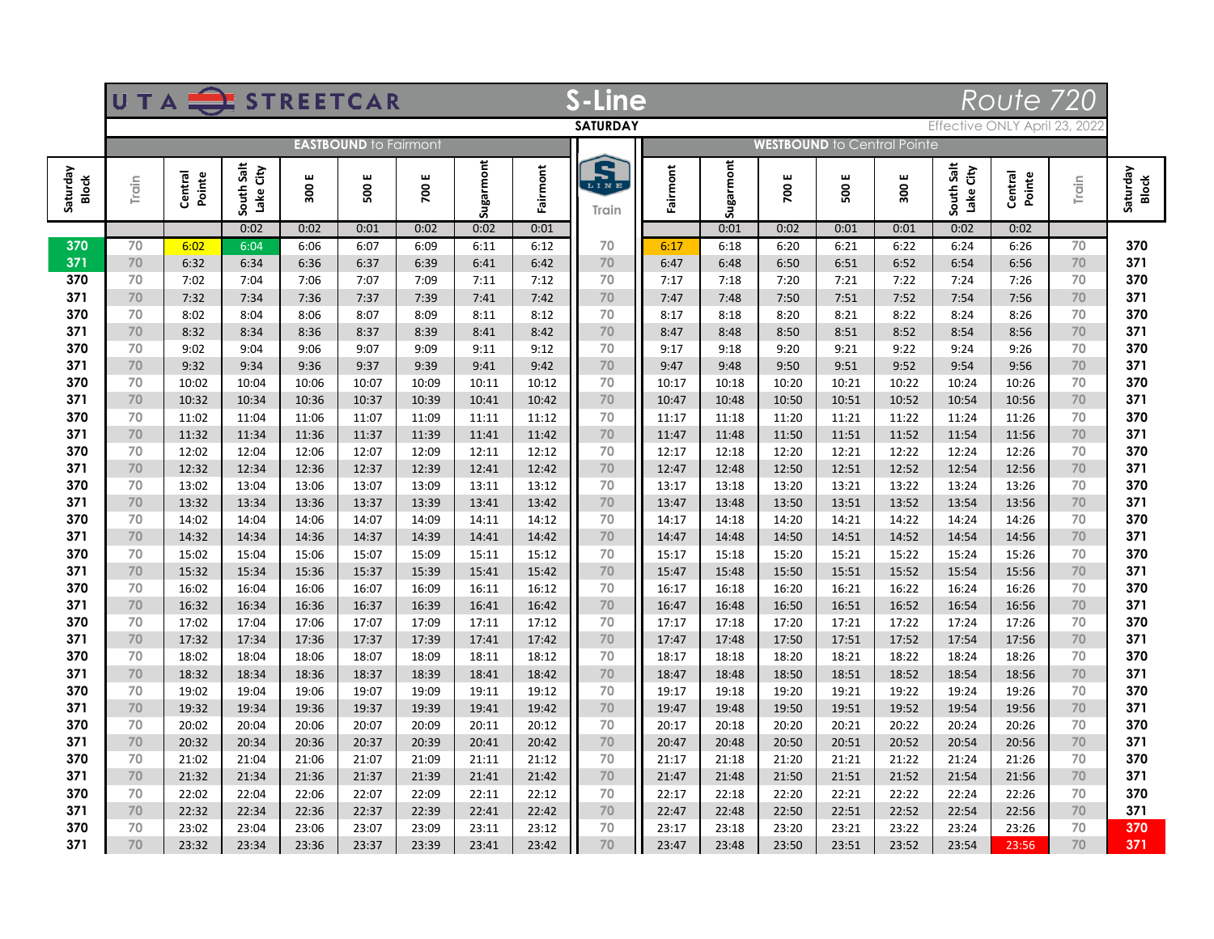# UTA STREETCAR — S-Line — Route 720

**SATURDAY**

Effective ONLY April 23, 2022

| | EASTBOUND to Fairmont | | | | | | | | | Train | WESTBOUND to Central Pointe | | | | | | | | |
|---|---|---|---|---|---|---|---|---|---|---|---|---|---|---|---|---|---|---|---|
| Saturday Block | Train | Central Pointe | South Salt Lake City | 300 E | 500 E | 700 E | Sugarmont | Fairmont | | Fairmont | Sugarmont | 700 E | 500 E | 300 E | South Salt Lake City | Central Pointe | Train | Saturday Block |
| | | | 0:02 | 0:02 | 0:01 | 0:02 | 0:02 | 0:01 | | | 0:01 | 0:02 | 0:01 | 0:01 | 0:02 | 0:02 | | |
| 370 | 70 | 6:02 | 6:04 | 6:06 | 6:07 | 6:09 | 6:11 | 6:12 | 70 | 6:17 | 6:18 | 6:20 | 6:21 | 6:22 | 6:24 | 6:26 | 70 | 370 |
| 371 | 70 | 6:32 | 6:34 | 6:36 | 6:37 | 6:39 | 6:41 | 6:42 | 70 | 6:47 | 6:48 | 6:50 | 6:51 | 6:52 | 6:54 | 6:56 | 70 | 371 |
| 370 | 70 | 7:02 | 7:04 | 7:06 | 7:07 | 7:09 | 7:11 | 7:12 | 70 | 7:17 | 7:18 | 7:20 | 7:21 | 7:22 | 7:24 | 7:26 | 70 | 370 |
| 371 | 70 | 7:32 | 7:34 | 7:36 | 7:37 | 7:39 | 7:41 | 7:42 | 70 | 7:47 | 7:48 | 7:50 | 7:51 | 7:52 | 7:54 | 7:56 | 70 | 371 |
| 370 | 70 | 8:02 | 8:04 | 8:06 | 8:07 | 8:09 | 8:11 | 8:12 | 70 | 8:17 | 8:18 | 8:20 | 8:21 | 8:22 | 8:24 | 8:26 | 70 | 370 |
| 371 | 70 | 8:32 | 8:34 | 8:36 | 8:37 | 8:39 | 8:41 | 8:42 | 70 | 8:47 | 8:48 | 8:50 | 8:51 | 8:52 | 8:54 | 8:56 | 70 | 371 |
| 370 | 70 | 9:02 | 9:04 | 9:06 | 9:07 | 9:09 | 9:11 | 9:12 | 70 | 9:17 | 9:18 | 9:20 | 9:21 | 9:22 | 9:24 | 9:26 | 70 | 370 |
| 371 | 70 | 9:32 | 9:34 | 9:36 | 9:37 | 9:39 | 9:41 | 9:42 | 70 | 9:47 | 9:48 | 9:50 | 9:51 | 9:52 | 9:54 | 9:56 | 70 | 371 |
| 370 | 70 | 10:02 | 10:04 | 10:06 | 10:07 | 10:09 | 10:11 | 10:12 | 70 | 10:17 | 10:18 | 10:20 | 10:21 | 10:22 | 10:24 | 10:26 | 70 | 370 |
| 371 | 70 | 10:32 | 10:34 | 10:36 | 10:37 | 10:39 | 10:41 | 10:42 | 70 | 10:47 | 10:48 | 10:50 | 10:51 | 10:52 | 10:54 | 10:56 | 70 | 371 |
| 370 | 70 | 11:02 | 11:04 | 11:06 | 11:07 | 11:09 | 11:11 | 11:12 | 70 | 11:17 | 11:18 | 11:20 | 11:21 | 11:22 | 11:24 | 11:26 | 70 | 370 |
| 371 | 70 | 11:32 | 11:34 | 11:36 | 11:37 | 11:39 | 11:41 | 11:42 | 70 | 11:47 | 11:48 | 11:50 | 11:51 | 11:52 | 11:54 | 11:56 | 70 | 371 |
| 370 | 70 | 12:02 | 12:04 | 12:06 | 12:07 | 12:09 | 12:11 | 12:12 | 70 | 12:17 | 12:18 | 12:20 | 12:21 | 12:22 | 12:24 | 12:26 | 70 | 370 |
| 371 | 70 | 12:32 | 12:34 | 12:36 | 12:37 | 12:39 | 12:41 | 12:42 | 70 | 12:47 | 12:48 | 12:50 | 12:51 | 12:52 | 12:54 | 12:56 | 70 | 371 |
| 370 | 70 | 13:02 | 13:04 | 13:06 | 13:07 | 13:09 | 13:11 | 13:12 | 70 | 13:17 | 13:18 | 13:20 | 13:21 | 13:22 | 13:24 | 13:26 | 70 | 370 |
| 371 | 70 | 13:32 | 13:34 | 13:36 | 13:37 | 13:39 | 13:41 | 13:42 | 70 | 13:47 | 13:48 | 13:50 | 13:51 | 13:52 | 13:54 | 13:56 | 70 | 371 |
| 370 | 70 | 14:02 | 14:04 | 14:06 | 14:07 | 14:09 | 14:11 | 14:12 | 70 | 14:17 | 14:18 | 14:20 | 14:21 | 14:22 | 14:24 | 14:26 | 70 | 370 |
| 371 | 70 | 14:32 | 14:34 | 14:36 | 14:37 | 14:39 | 14:41 | 14:42 | 70 | 14:47 | 14:48 | 14:50 | 14:51 | 14:52 | 14:54 | 14:56 | 70 | 371 |
| 370 | 70 | 15:02 | 15:04 | 15:06 | 15:07 | 15:09 | 15:11 | 15:12 | 70 | 15:17 | 15:18 | 15:20 | 15:21 | 15:22 | 15:24 | 15:26 | 70 | 370 |
| 371 | 70 | 15:32 | 15:34 | 15:36 | 15:37 | 15:39 | 15:41 | 15:42 | 70 | 15:47 | 15:48 | 15:50 | 15:51 | 15:52 | 15:54 | 15:56 | 70 | 371 |
| 370 | 70 | 16:02 | 16:04 | 16:06 | 16:07 | 16:09 | 16:11 | 16:12 | 70 | 16:17 | 16:18 | 16:20 | 16:21 | 16:22 | 16:24 | 16:26 | 70 | 370 |
| 371 | 70 | 16:32 | 16:34 | 16:36 | 16:37 | 16:39 | 16:41 | 16:42 | 70 | 16:47 | 16:48 | 16:50 | 16:51 | 16:52 | 16:54 | 16:56 | 70 | 371 |
| 370 | 70 | 17:02 | 17:04 | 17:06 | 17:07 | 17:09 | 17:11 | 17:12 | 70 | 17:17 | 17:18 | 17:20 | 17:21 | 17:22 | 17:24 | 17:26 | 70 | 370 |
| 371 | 70 | 17:32 | 17:34 | 17:36 | 17:37 | 17:39 | 17:41 | 17:42 | 70 | 17:47 | 17:48 | 17:50 | 17:51 | 17:52 | 17:54 | 17:56 | 70 | 371 |
| 370 | 70 | 18:02 | 18:04 | 18:06 | 18:07 | 18:09 | 18:11 | 18:12 | 70 | 18:17 | 18:18 | 18:20 | 18:21 | 18:22 | 18:24 | 18:26 | 70 | 370 |
| 371 | 70 | 18:32 | 18:34 | 18:36 | 18:37 | 18:39 | 18:41 | 18:42 | 70 | 18:47 | 18:48 | 18:50 | 18:51 | 18:52 | 18:54 | 18:56 | 70 | 371 |
| 370 | 70 | 19:02 | 19:04 | 19:06 | 19:07 | 19:09 | 19:11 | 19:12 | 70 | 19:17 | 19:18 | 19:20 | 19:21 | 19:22 | 19:24 | 19:26 | 70 | 370 |
| 371 | 70 | 19:32 | 19:34 | 19:36 | 19:37 | 19:39 | 19:41 | 19:42 | 70 | 19:47 | 19:48 | 19:50 | 19:51 | 19:52 | 19:54 | 19:56 | 70 | 371 |
| 370 | 70 | 20:02 | 20:04 | 20:06 | 20:07 | 20:09 | 20:11 | 20:12 | 70 | 20:17 | 20:18 | 20:20 | 20:21 | 20:22 | 20:24 | 20:26 | 70 | 370 |
| 371 | 70 | 20:32 | 20:34 | 20:36 | 20:37 | 20:39 | 20:41 | 20:42 | 70 | 20:47 | 20:48 | 20:50 | 20:51 | 20:52 | 20:54 | 20:56 | 70 | 371 |
| 370 | 70 | 21:02 | 21:04 | 21:06 | 21:07 | 21:09 | 21:11 | 21:12 | 70 | 21:17 | 21:18 | 21:20 | 21:21 | 21:22 | 21:24 | 21:26 | 70 | 370 |
| 371 | 70 | 21:32 | 21:34 | 21:36 | 21:37 | 21:39 | 21:41 | 21:42 | 70 | 21:47 | 21:48 | 21:50 | 21:51 | 21:52 | 21:54 | 21:56 | 70 | 371 |
| 370 | 70 | 22:02 | 22:04 | 22:06 | 22:07 | 22:09 | 22:11 | 22:12 | 70 | 22:17 | 22:18 | 22:20 | 22:21 | 22:22 | 22:24 | 22:26 | 70 | 370 |
| 371 | 70 | 22:32 | 22:34 | 22:36 | 22:37 | 22:39 | 22:41 | 22:42 | 70 | 22:47 | 22:48 | 22:50 | 22:51 | 22:52 | 22:54 | 22:56 | 70 | 371 |
| 370 | 70 | 23:02 | 23:04 | 23:06 | 23:07 | 23:09 | 23:11 | 23:12 | 70 | 23:17 | 23:18 | 23:20 | 23:21 | 23:22 | 23:24 | 23:26 | 70 | 370 |
| 371 | 70 | 23:32 | 23:34 | 23:36 | 23:37 | 23:39 | 23:41 | 23:42 | 70 | 23:47 | 23:48 | 23:50 | 23:51 | 23:52 | 23:54 | 23:56 | 70 | 371 |